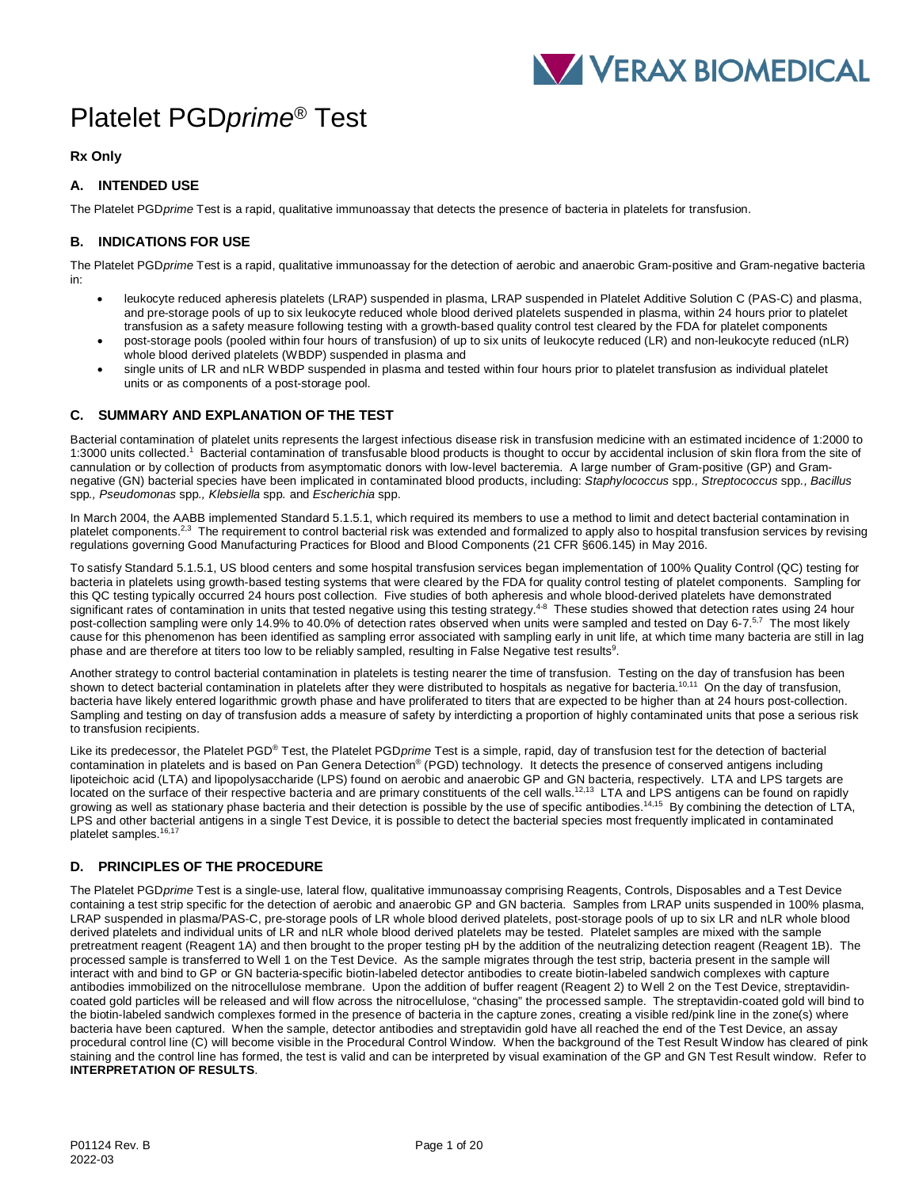VERAX BIOMEDICAL

# Platelet PGD*prime*® Test

**Rx Only**

## A. INTENDED USE

The Platelet PGD*prime* Test is a rapid, qualitative immunoassay that detects the presence of bacteria in platelets for transfusion.

## B. INDICATIONS FOR USE

The Platelet PGD*prime* Test is a rapid, qualitative immunoassay for the detection of aerobic and anaerobic Gram-positive and Gram-negative bacteria in:

- leukocyte reduced apheresis platelets (LRAP) suspended in plasma, LRAP suspended in Platelet Additive Solution C (PAS-C) and plasma, and pre-storage pools of up to six leukocyte reduced whole blood derived platelets suspended in plasma, within 24 hours prior to platelet transfusion as a safety measure following testing with a growth-based quality control test cleared by the FDA for platelet components
- post-storage pools (pooled within four hours of transfusion) of up to six units of leukocyte reduced (LR) and non-leukocyte reduced (nLR) whole blood derived platelets (WBDP) suspended in plasma and
- single units of LR and nLR WBDP suspended in plasma and tested within four hours prior to platelet transfusion as individual platelet units or as components of a post-storage pool.

## C. SUMMARY AND EXPLANATION OF THE TEST

Bacterial contamination of platelet units represents the largest infectious disease risk in transfusion medicine with an estimated incidence of 1:2000 to 1:3000 units collected.[1] Bacterial contamination of transfusable blood products is thought to occur by accidental inclusion of skin flora from the site of cannulation or by collection of products from asymptomatic donors with low-level bacteremia. A large number of Gram-positive (GP) and Gram-negative (GN) bacterial species have been implicated in contaminated blood products, including: *Staphylococcus* spp*.*, *Streptococcus* spp*.*, *Bacillus* spp*.*, *Pseudomonas* spp*.*, *Klebsiella* spp*.* and *Escherichia* spp.

In March 2004, the AABB implemented Standard 5.1.5.1, which required its members to use a method to limit and detect bacterial contamination in platelet components.[2,3] The requirement to control bacterial risk was extended and formalized to apply also to hospital transfusion services by revising regulations governing Good Manufacturing Practices for Blood and Blood Components (21 CFR §606.145) in May 2016.

To satisfy Standard 5.1.5.1, US blood centers and some hospital transfusion services began implementation of 100% Quality Control (QC) testing for bacteria in platelets using growth-based testing systems that were cleared by the FDA for quality control testing of platelet components. Sampling for this QC testing typically occurred 24 hours post collection. Five studies of both apheresis and whole blood-derived platelets have demonstrated significant rates of contamination in units that tested negative using this testing strategy.[4-8] These studies showed that detection rates using 24 hour post-collection sampling were only 14.9% to 40.0% of detection rates observed when units were sampled and tested on Day 6-7.[5,7] The most likely cause for this phenomenon has been identified as sampling error associated with sampling early in unit life, at which time many bacteria are still in lag phase and are therefore at titers too low to be reliably sampled, resulting in False Negative test results[9].

Another strategy to control bacterial contamination in platelets is testing nearer the time of transfusion. Testing on the day of transfusion has been shown to detect bacterial contamination in platelets after they were distributed to hospitals as negative for bacteria.[10,11] On the day of transfusion, bacteria have likely entered logarithmic growth phase and have proliferated to titers that are expected to be higher than at 24 hours post-collection. Sampling and testing on day of transfusion adds a measure of safety by interdicting a proportion of highly contaminated units that pose a serious risk to transfusion recipients.

Like its predecessor, the Platelet PGD® Test, the Platelet PGD*prime* Test is a simple, rapid, day of transfusion test for the detection of bacterial contamination in platelets and is based on Pan Genera Detection® (PGD) technology. It detects the presence of conserved antigens including lipoteichoic acid (LTA) and lipopolysaccharide (LPS) found on aerobic and anaerobic GP and GN bacteria, respectively. LTA and LPS targets are located on the surface of their respective bacteria and are primary constituents of the cell walls.[12,13] LTA and LPS antigens can be found on rapidly growing as well as stationary phase bacteria and their detection is possible by the use of specific antibodies.[14,15] By combining the detection of LTA, LPS and other bacterial antigens in a single Test Device, it is possible to detect the bacterial species most frequently implicated in contaminated platelet samples.[16,17]

## D. PRINCIPLES OF THE PROCEDURE

The Platelet PGD*prime* Test is a single-use, lateral flow, qualitative immunoassay comprising Reagents, Controls, Disposables and a Test Device containing a test strip specific for the detection of aerobic and anaerobic GP and GN bacteria. Samples from LRAP units suspended in 100% plasma, LRAP suspended in plasma/PAS-C, pre-storage pools of LR whole blood derived platelets, post-storage pools of up to six LR and nLR whole blood derived platelets and individual units of LR and nLR whole blood derived platelets may be tested. Platelet samples are mixed with the sample pretreatment reagent (Reagent 1A) and then brought to the proper testing pH by the addition of the neutralizing detection reagent (Reagent 1B). The processed sample is transferred to Well 1 on the Test Device. As the sample migrates through the test strip, bacteria present in the sample will interact with and bind to GP or GN bacteria-specific biotin-labeled detector antibodies to create biotin-labeled sandwich complexes with capture antibodies immobilized on the nitrocellulose membrane. Upon the addition of buffer reagent (Reagent 2) to Well 2 on the Test Device, streptavidin-coated gold particles will be released and will flow across the nitrocellulose, "chasing" the processed sample. The streptavidin-coated gold will bind to the biotin-labeled sandwich complexes formed in the presence of bacteria in the capture zones, creating a visible red/pink line in the zone(s) where bacteria have been captured. When the sample, detector antibodies and streptavidin gold have all reached the end of the Test Device, an assay procedural control line (C) will become visible in the Procedural Control Window. When the background of the Test Result Window has cleared of pink staining and the control line has formed, the test is valid and can be interpreted by visual examination of the GP and GN Test Result window. Refer to **INTERPRETATION OF RESULTS**.

P01124 Rev. B
2022-03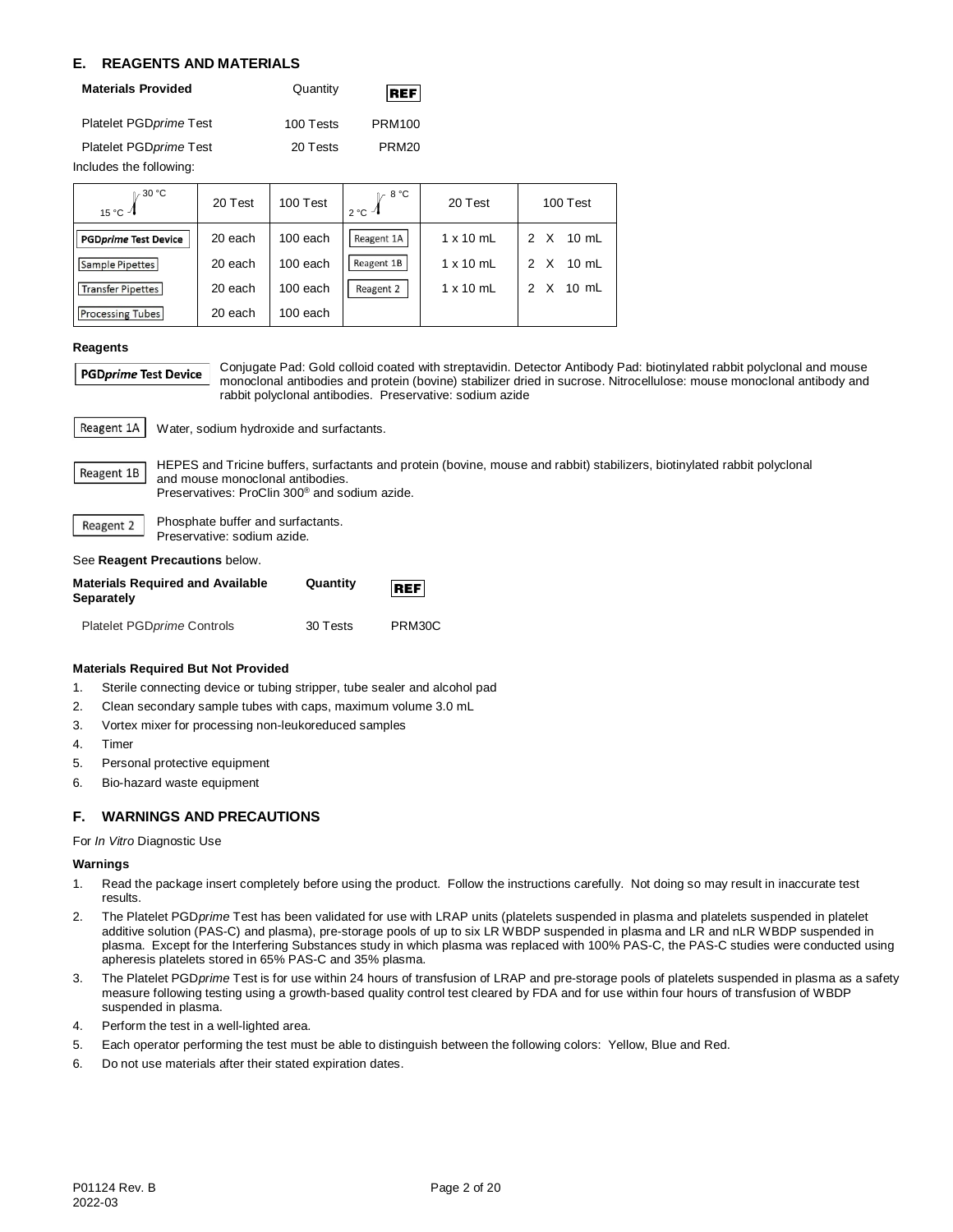## E. REAGENTS AND MATERIALS

| Materials Provided | Quantity | REF |
|---|---|---|
| Platelet PGD*prime* Test | 100 Tests | PRM100 |
| Platelet PGD*prime* Test | 20 Tests | PRM20 |

Includes the following:

| 15 °C – 30 °C | 20 Test | 100 Test | 2 °C – 8 °C | 20 Test | 100 Test |
|---|---|---|---|---|---|
| PGD*prime* Test Device | 20 each | 100 each | Reagent 1A | 1 x 10 mL | 2 X 10 mL |
| Sample Pipettes | 20 each | 100 each | Reagent 1B | 1 x 10 mL | 2 X 10 mL |
| Transfer Pipettes | 20 each | 100 each | Reagent 2 | 1 x 10 mL | 2 X 10 mL |
| Processing Tubes | 20 each | 100 each | | | |

### Reagents

**PGD*prime* Test Device** Conjugate Pad: Gold colloid coated with streptavidin. Detector Antibody Pad: biotinylated rabbit polyclonal and mouse monoclonal antibodies and protein (bovine) stabilizer dried in sucrose. Nitrocellulose: mouse monoclonal antibody and rabbit polyclonal antibodies. Preservative: sodium azide

**Reagent 1A** Water, sodium hydroxide and surfactants.

**Reagent 1B** HEPES and Tricine buffers, surfactants and protein (bovine, mouse and rabbit) stabilizers, biotinylated rabbit polyclonal and mouse monoclonal antibodies.
Preservatives: ProClin 300® and sodium azide.

**Reagent 2** Phosphate buffer and surfactants.
Preservative: sodium azide.

See **Reagent Precautions** below.

| Materials Required and Available Separately | Quantity | REF |
|---|---|---|
| Platelet PGD*prime* Controls | 30 Tests | PRM30C |

### Materials Required But Not Provided

1. Sterile connecting device or tubing stripper, tube sealer and alcohol pad
2. Clean secondary sample tubes with caps, maximum volume 3.0 mL
3. Vortex mixer for processing non-leukoreduced samples
4. Timer
5. Personal protective equipment
6. Bio-hazard waste equipment

## F. WARNINGS AND PRECAUTIONS

For *In Vitro* Diagnostic Use

### Warnings

1. Read the package insert completely before using the product. Follow the instructions carefully. Not doing so may result in inaccurate test results.
2. The Platelet PGD*prime* Test has been validated for use with LRAP units (platelets suspended in plasma and platelets suspended in platelet additive solution (PAS-C) and plasma), pre-storage pools of up to six LR WBDP suspended in plasma and LR and nLR WBDP suspended in plasma. Except for the Interfering Substances study in which plasma was replaced with 100% PAS-C, the PAS-C studies were conducted using apheresis platelets stored in 65% PAS-C and 35% plasma.
3. The Platelet PGD*prime* Test is for use within 24 hours of transfusion of LRAP and pre-storage pools of platelets suspended in plasma as a safety measure following testing using a growth-based quality control test cleared by FDA and for use within four hours of transfusion of WBDP suspended in plasma.
4. Perform the test in a well-lighted area.
5. Each operator performing the test must be able to distinguish between the following colors: Yellow, Blue and Red.
6. Do not use materials after their stated expiration dates.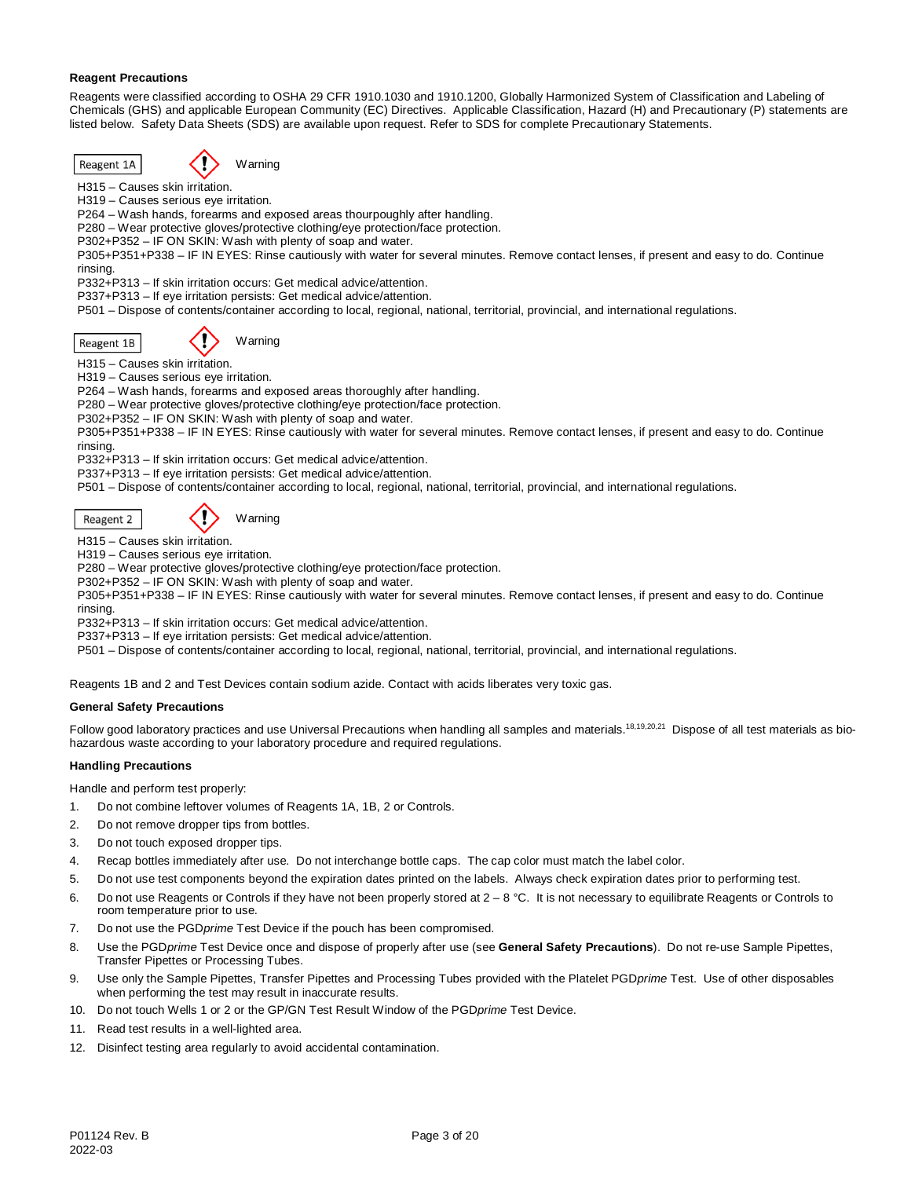**Reagent Precautions**

Reagents were classified according to OSHA 29 CFR 1910.1030 and 1910.1200, Globally Harmonized System of Classification and Labeling of Chemicals (GHS) and applicable European Community (EC) Directives. Applicable Classification, Hazard (H) and Precautionary (P) statements are listed below. Safety Data Sheets (SDS) are available upon request. Refer to SDS for complete Precautionary Statements.

Reagent 1A — Warning

H315 – Causes skin irritation.
H319 – Causes serious eye irritation.
P264 – Wash hands, forearms and exposed areas thourpoughly after handling.
P280 – Wear protective gloves/protective clothing/eye protection/face protection.
P302+P352 – IF ON SKIN: Wash with plenty of soap and water.
P305+P351+P338 – IF IN EYES: Rinse cautiously with water for several minutes. Remove contact lenses, if present and easy to do. Continue rinsing.
P332+P313 – If skin irritation occurs: Get medical advice/attention.
P337+P313 – If eye irritation persists: Get medical advice/attention.
P501 – Dispose of contents/container according to local, regional, national, territorial, provincial, and international regulations.

Reagent 1B — Warning

H315 – Causes skin irritation.
H319 – Causes serious eye irritation.
P264 – Wash hands, forearms and exposed areas thoroughly after handling.
P280 – Wear protective gloves/protective clothing/eye protection/face protection.
P302+P352 – IF ON SKIN: Wash with plenty of soap and water.
P305+P351+P338 – IF IN EYES: Rinse cautiously with water for several minutes. Remove contact lenses, if present and easy to do. Continue rinsing.
P332+P313 – If skin irritation occurs: Get medical advice/attention.
P337+P313 – If eye irritation persists: Get medical advice/attention.
P501 – Dispose of contents/container according to local, regional, national, territorial, provincial, and international regulations.

Reagent 2 — Warning

H315 – Causes skin irritation.
H319 – Causes serious eye irritation.
P280 – Wear protective gloves/protective clothing/eye protection/face protection.
P302+P352 – IF ON SKIN: Wash with plenty of soap and water.
P305+P351+P338 – IF IN EYES: Rinse cautiously with water for several minutes. Remove contact lenses, if present and easy to do. Continue rinsing.
P332+P313 – If skin irritation occurs: Get medical advice/attention.
P337+P313 – If eye irritation persists: Get medical advice/attention.
P501 – Dispose of contents/container according to local, regional, national, territorial, provincial, and international regulations.

Reagents 1B and 2 and Test Devices contain sodium azide. Contact with acids liberates very toxic gas.

**General Safety Precautions**

Follow good laboratory practices and use Universal Precautions when handling all samples and materials.[18,19,20,21] Dispose of all test materials as bio-hazardous waste according to your laboratory procedure and required regulations.

**Handling Precautions**

Handle and perform test properly:

1. Do not combine leftover volumes of Reagents 1A, 1B, 2 or Controls.
2. Do not remove dropper tips from bottles.
3. Do not touch exposed dropper tips.
4. Recap bottles immediately after use. Do not interchange bottle caps. The cap color must match the label color.
5. Do not use test components beyond the expiration dates printed on the labels. Always check expiration dates prior to performing test.
6. Do not use Reagents or Controls if they have not been properly stored at 2 – 8 °C. It is not necessary to equilibrate Reagents or Controls to room temperature prior to use.
7. Do not use the PGD*prime* Test Device if the pouch has been compromised.
8. Use the PGD*prime* Test Device once and dispose of properly after use (see **General Safety Precautions**). Do not re-use Sample Pipettes, Transfer Pipettes or Processing Tubes.
9. Use only the Sample Pipettes, Transfer Pipettes and Processing Tubes provided with the Platelet PGD*prime* Test. Use of other disposables when performing the test may result in inaccurate results.
10. Do not touch Wells 1 or 2 or the GP/GN Test Result Window of the PGD*prime* Test Device.
11. Read test results in a well-lighted area.
12. Disinfect testing area regularly to avoid accidental contamination.

P01124 Rev. B
2022-03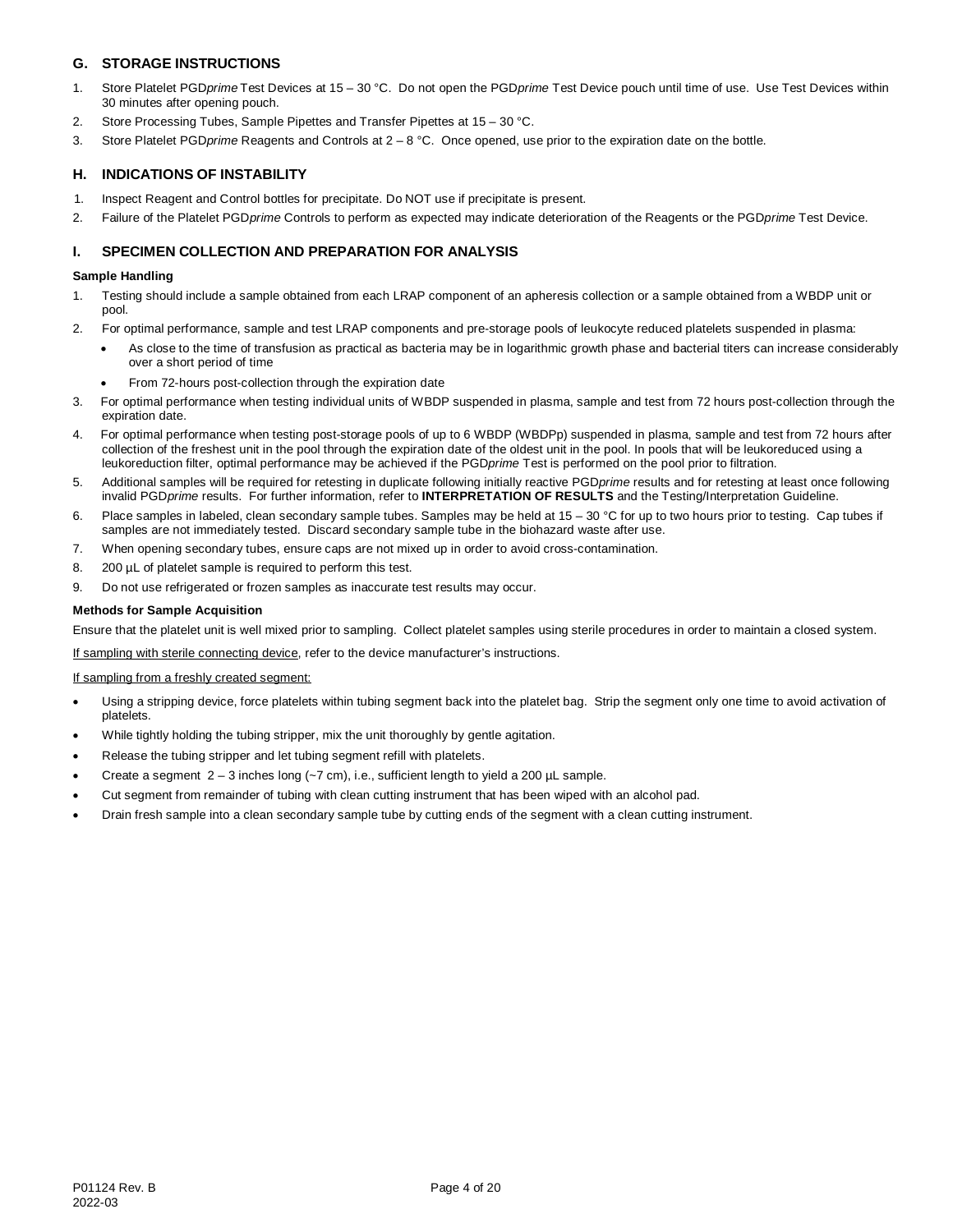## G. STORAGE INSTRUCTIONS

1. Store Platelet PGD*prime* Test Devices at 15 – 30 °C. Do not open the PGD*prime* Test Device pouch until time of use. Use Test Devices within 30 minutes after opening pouch.
2. Store Processing Tubes, Sample Pipettes and Transfer Pipettes at 15 – 30 °C.
3. Store Platelet PGD*prime* Reagents and Controls at 2 – 8 °C. Once opened, use prior to the expiration date on the bottle.

## H. INDICATIONS OF INSTABILITY

1. Inspect Reagent and Control bottles for precipitate. Do NOT use if precipitate is present.
2. Failure of the Platelet PGD*prime* Controls to perform as expected may indicate deterioration of the Reagents or the PGD*prime* Test Device.

## I. SPECIMEN COLLECTION AND PREPARATION FOR ANALYSIS

**Sample Handling**

1. Testing should include a sample obtained from each LRAP component of an apheresis collection or a sample obtained from a WBDP unit or pool.
2. For optimal performance, sample and test LRAP components and pre-storage pools of leukocyte reduced platelets suspended in plasma:
   - As close to the time of transfusion as practical as bacteria may be in logarithmic growth phase and bacterial titers can increase considerably over a short period of time
   - From 72-hours post-collection through the expiration date
3. For optimal performance when testing individual units of WBDP suspended in plasma, sample and test from 72 hours post-collection through the expiration date.
4. For optimal performance when testing post-storage pools of up to 6 WBDP (WBDPp) suspended in plasma, sample and test from 72 hours after collection of the freshest unit in the pool through the expiration date of the oldest unit in the pool. In pools that will be leukoreduced using a leukoreduction filter, optimal performance may be achieved if the PGD*prime* Test is performed on the pool prior to filtration.
5. Additional samples will be required for retesting in duplicate following initially reactive PGD*prime* results and for retesting at least once following invalid PGD*prime* results. For further information, refer to **INTERPRETATION OF RESULTS** and the Testing/Interpretation Guideline.
6. Place samples in labeled, clean secondary sample tubes. Samples may be held at 15 – 30 °C for up to two hours prior to testing. Cap tubes if samples are not immediately tested. Discard secondary sample tube in the biohazard waste after use.
7. When opening secondary tubes, ensure caps are not mixed up in order to avoid cross-contamination.
8. 200 µL of platelet sample is required to perform this test.
9. Do not use refrigerated or frozen samples as inaccurate test results may occur.

**Methods for Sample Acquisition**

Ensure that the platelet unit is well mixed prior to sampling. Collect platelet samples using sterile procedures in order to maintain a closed system.

<u>If sampling with sterile connecting device</u>, refer to the device manufacturer's instructions.

<u>If sampling from a freshly created segment:</u>

- Using a stripping device, force platelets within tubing segment back into the platelet bag. Strip the segment only one time to avoid activation of platelets.
- While tightly holding the tubing stripper, mix the unit thoroughly by gentle agitation.
- Release the tubing stripper and let tubing segment refill with platelets.
- Create a segment 2 – 3 inches long (~7 cm), i.e., sufficient length to yield a 200 µL sample.
- Cut segment from remainder of tubing with clean cutting instrument that has been wiped with an alcohol pad.
- Drain fresh sample into a clean secondary sample tube by cutting ends of the segment with a clean cutting instrument.

P01124 Rev. B
2022-03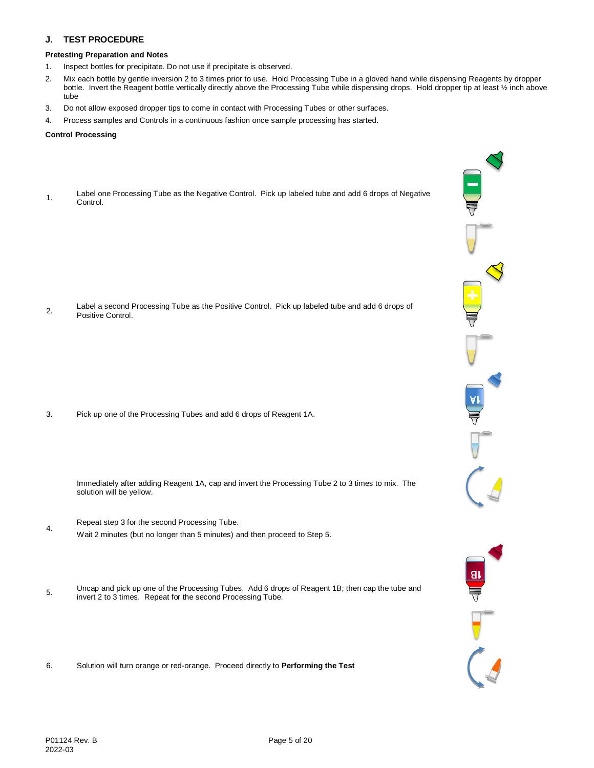## J. TEST PROCEDURE

**Pretesting Preparation and Notes**

1. Inspect bottles for precipitate. Do not use if precipitate is observed.
2. Mix each bottle by gentle inversion 2 to 3 times prior to use. Hold Processing Tube in a gloved hand while dispensing Reagents by dropper bottle. Invert the Reagent bottle vertically directly above the Processing Tube while dispensing drops. Hold dropper tip at least ½ inch above tube
3. Do not allow exposed dropper tips to come in contact with Processing Tubes or other surfaces.
4. Process samples and Controls in a continuous fashion once sample processing has started.

**Control Processing**

1. Label one Processing Tube as the Negative Control. Pick up labeled tube and add 6 drops of Negative Control.
2. Label a second Processing Tube as the Positive Control. Pick up labeled tube and add 6 drops of Positive Control.
3. Pick up one of the Processing Tubes and add 6 drops of Reagent 1A.

   Immediately after adding Reagent 1A, cap and invert the Processing Tube 2 to 3 times to mix. The solution will be yellow.
4. Repeat step 3 for the second Processing Tube.

   Wait 2 minutes (but no longer than 5 minutes) and then proceed to Step 5.
5. Uncap and pick up one of the Processing Tubes. Add 6 drops of Reagent 1B; then cap the tube and invert 2 to 3 times. Repeat for the second Processing Tube.
6. Solution will turn orange or red-orange. Proceed directly to **Performing the Test**

P01124 Rev. B
2022-03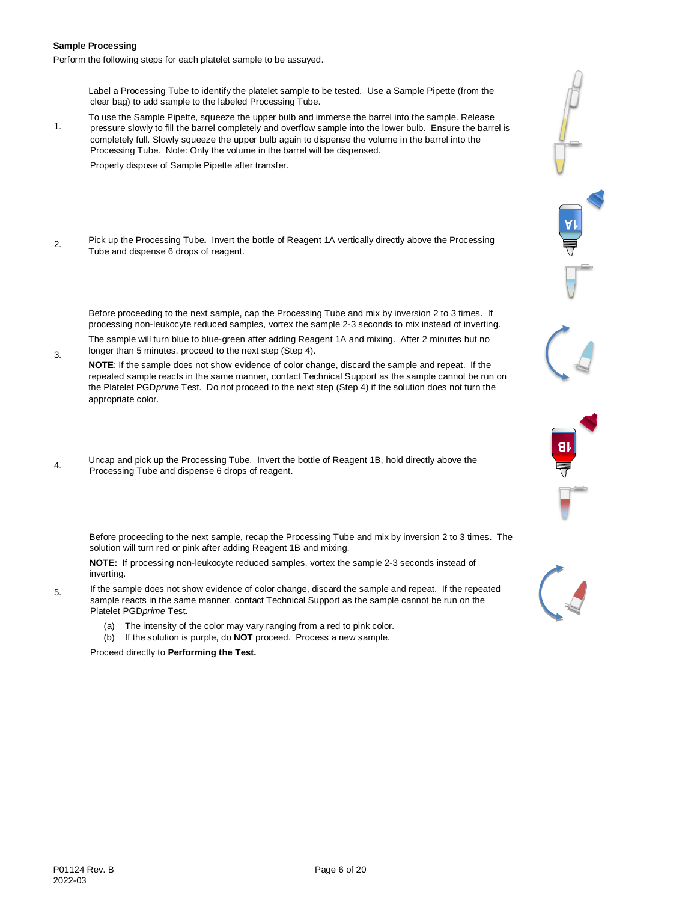**Sample Processing**

Perform the following steps for each platelet sample to be assayed.

1. Label a Processing Tube to identify the platelet sample to be tested. Use a Sample Pipette (from the clear bag) to add sample to the labeled Processing Tube.

   To use the Sample Pipette, squeeze the upper bulb and immerse the barrel into the sample. Release pressure slowly to fill the barrel completely and overflow sample into the lower bulb. Ensure the barrel is completely full. Slowly squeeze the upper bulb again to dispense the volume in the barrel into the Processing Tube. Note: Only the volume in the barrel will be dispensed.

   Properly dispose of Sample Pipette after transfer.

2. Pick up the Processing Tube**.** Invert the bottle of Reagent 1A vertically directly above the Processing Tube and dispense 6 drops of reagent.

3. Before proceeding to the next sample, cap the Processing Tube and mix by inversion 2 to 3 times. If processing non-leukocyte reduced samples, vortex the sample 2-3 seconds to mix instead of inverting.

   The sample will turn blue to blue-green after adding Reagent 1A and mixing. After 2 minutes but no longer than 5 minutes, proceed to the next step (Step 4).

   **NOTE**: If the sample does not show evidence of color change, discard the sample and repeat. If the repeated sample reacts in the same manner, contact Technical Support as the sample cannot be run on the Platelet PGD*prime* Test. Do not proceed to the next step (Step 4) if the solution does not turn the appropriate color.

4. Uncap and pick up the Processing Tube. Invert the bottle of Reagent 1B, hold directly above the Processing Tube and dispense 6 drops of reagent.

5. Before proceeding to the next sample, recap the Processing Tube and mix by inversion 2 to 3 times. The solution will turn red or pink after adding Reagent 1B and mixing.

   **NOTE:** If processing non-leukocyte reduced samples, vortex the sample 2-3 seconds instead of inverting.

   If the sample does not show evidence of color change, discard the sample and repeat. If the repeated sample reacts in the same manner, contact Technical Support as the sample cannot be run on the Platelet PGD*prime* Test.

   (a) The intensity of the color may vary ranging from a red to pink color.
   (b) If the solution is purple, do **NOT** proceed. Process a new sample.

   Proceed directly to **Performing the Test.**

P01124 Rev. B
2022-03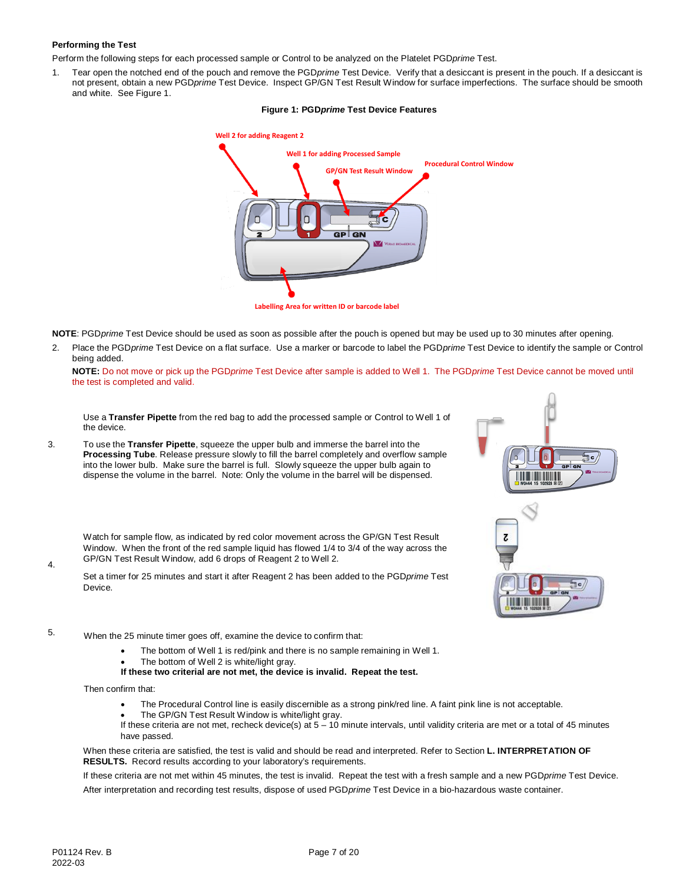**Performing the Test**

Perform the following steps for each processed sample or Control to be analyzed on the Platelet PGD*prime* Test.

1. Tear open the notched end of the pouch and remove the PGD*prime* Test Device. Verify that a desiccant is present in the pouch. If a desiccant is not present, obtain a new PGD*prime* Test Device. Inspect GP/GN Test Result Window for surface imperfections. The surface should be smooth and white. See Figure 1.

**Figure 1: PGD*prime* Test Device Features**

Well 2 for adding Reagent 2

Well 1 for adding Processed Sample

GP/GN Test Result Window

Procedural Control Window

Labelling Area for written ID or barcode label

**NOTE**: PGD*prime* Test Device should be used as soon as possible after the pouch is opened but may be used up to 30 minutes after opening.

2. Place the PGD*prime* Test Device on a flat surface. Use a marker or barcode to label the PGD*prime* Test Device to identify the sample or Control being added.

   **NOTE:** Do not move or pick up the PGD*prime* Test Device after sample is added to Well 1. The PGD*prime* Test Device cannot be moved until the test is completed and valid.

3. Use a **Transfer Pipette** from the red bag to add the processed sample or Control to Well 1 of the device.

   To use the **Transfer Pipette**, squeeze the upper bulb and immerse the barrel into the **Processing Tube**. Release pressure slowly to fill the barrel completely and overflow sample into the lower bulb. Make sure the barrel is full. Slowly squeeze the upper bulb again to dispense the volume in the barrel. Note: Only the volume in the barrel will be dispensed.

4. Watch for sample flow, as indicated by red color movement across the GP/GN Test Result Window. When the front of the red sample liquid has flowed 1/4 to 3/4 of the way across the GP/GN Test Result Window, add 6 drops of Reagent 2 to Well 2.

   Set a timer for 25 minutes and start it after Reagent 2 has been added to the PGD*prime* Test Device.

5. When the 25 minute timer goes off, examine the device to confirm that:

   - The bottom of Well 1 is red/pink and there is no sample remaining in Well 1.
   - The bottom of Well 2 is white/light gray.

   **If these two criterial are not met, the device is invalid. Repeat the test.**

   Then confirm that:

   - The Procedural Control line is easily discernible as a strong pink/red line. A faint pink line is not acceptable.
   - The GP/GN Test Result Window is white/light gray.

   If these criteria are not met, recheck device(s) at 5 – 10 minute intervals, until validity criteria are met or a total of 45 minutes have passed.

   When these criteria are satisfied, the test is valid and should be read and interpreted. Refer to Section **L. INTERPRETATION OF RESULTS.** Record results according to your laboratory's requirements.

   If these criteria are not met within 45 minutes, the test is invalid. Repeat the test with a fresh sample and a new PGD*prime* Test Device.

   After interpretation and recording test results, dispose of used PGD*prime* Test Device in a bio-hazardous waste container.

P01124 Rev. B
2022-03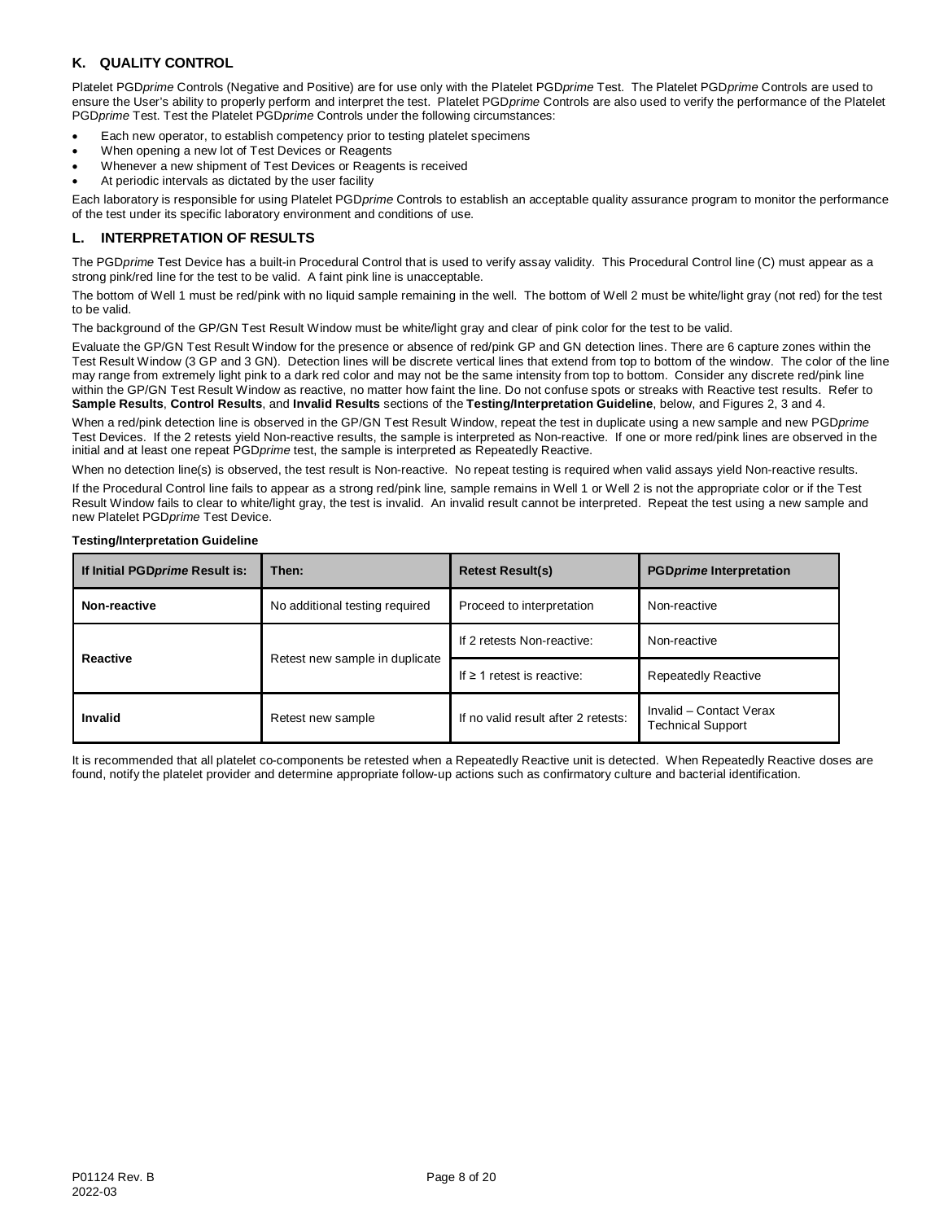## K. QUALITY CONTROL

Platelet PGD*prime* Controls (Negative and Positive) are for use only with the Platelet PGD*prime* Test. The Platelet PGD*prime* Controls are used to ensure the User's ability to properly perform and interpret the test. Platelet PGD*prime* Controls are also used to verify the performance of the Platelet PGD*prime* Test. Test the Platelet PGD*prime* Controls under the following circumstances:

- Each new operator, to establish competency prior to testing platelet specimens
- When opening a new lot of Test Devices or Reagents
- Whenever a new shipment of Test Devices or Reagents is received
- At periodic intervals as dictated by the user facility

Each laboratory is responsible for using Platelet PGD*prime* Controls to establish an acceptable quality assurance program to monitor the performance of the test under its specific laboratory environment and conditions of use.

## L. INTERPRETATION OF RESULTS

The PGD*prime* Test Device has a built-in Procedural Control that is used to verify assay validity. This Procedural Control line (C) must appear as a strong pink/red line for the test to be valid. A faint pink line is unacceptable.

The bottom of Well 1 must be red/pink with no liquid sample remaining in the well. The bottom of Well 2 must be white/light gray (not red) for the test to be valid.

The background of the GP/GN Test Result Window must be white/light gray and clear of pink color for the test to be valid.

Evaluate the GP/GN Test Result Window for the presence or absence of red/pink GP and GN detection lines. There are 6 capture zones within the Test Result Window (3 GP and 3 GN). Detection lines will be discrete vertical lines that extend from top to bottom of the window. The color of the line may range from extremely light pink to a dark red color and may not be the same intensity from top to bottom. Consider any discrete red/pink line within the GP/GN Test Result Window as reactive, no matter how faint the line. Do not confuse spots or streaks with Reactive test results. Refer to **Sample Results**, **Control Results**, and **Invalid Results** sections of the **Testing/Interpretation Guideline**, below, and Figures 2, 3 and 4.

When a red/pink detection line is observed in the GP/GN Test Result Window, repeat the test in duplicate using a new sample and new PGD*prime* Test Devices. If the 2 retests yield Non-reactive results, the sample is interpreted as Non-reactive. If one or more red/pink lines are observed in the initial and at least one repeat PGD*prime* test, the sample is interpreted as Repeatedly Reactive.

When no detection line(s) is observed, the test result is Non-reactive. No repeat testing is required when valid assays yield Non-reactive results.

If the Procedural Control line fails to appear as a strong red/pink line, sample remains in Well 1 or Well 2 is not the appropriate color or if the Test Result Window fails to clear to white/light gray, the test is invalid. An invalid result cannot be interpreted. Repeat the test using a new sample and new Platelet PGD*prime* Test Device.

**Testing/Interpretation Guideline**

| If Initial PGD*prime* Result is: | Then: | Retest Result(s) | PGD*prime* Interpretation |
|---|---|---|---|
| **Non-reactive** | No additional testing required | Proceed to interpretation | Non-reactive |
| **Reactive** | Retest new sample in duplicate | If 2 retests Non-reactive: | Non-reactive |
| | | If ≥ 1 retest is reactive: | Repeatedly Reactive |
| **Invalid** | Retest new sample | If no valid result after 2 retests: | Invalid – Contact Verax Technical Support |

It is recommended that all platelet co-components be retested when a Repeatedly Reactive unit is detected. When Repeatedly Reactive doses are found, notify the platelet provider and determine appropriate follow-up actions such as confirmatory culture and bacterial identification.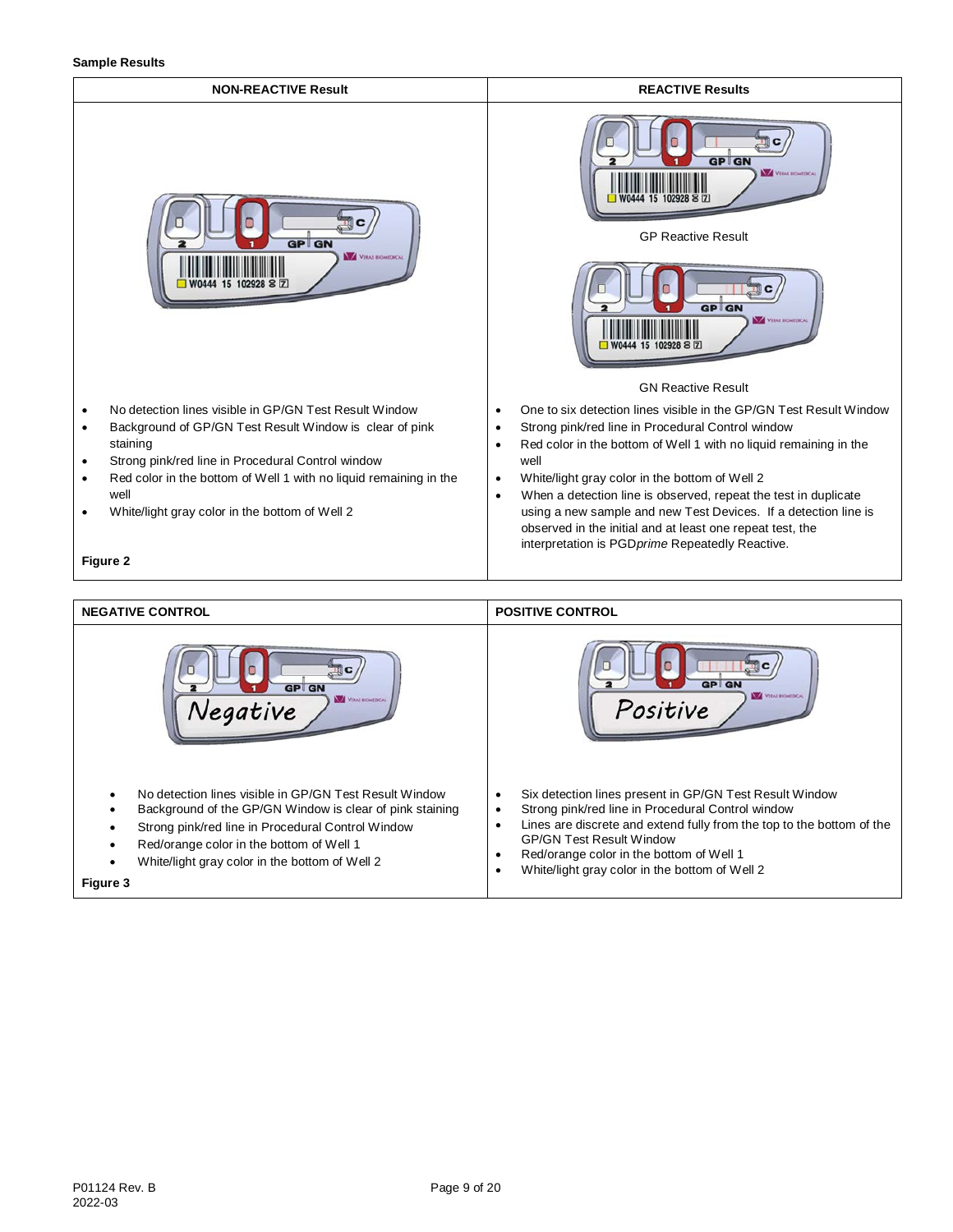**Sample Results**

| NON-REACTIVE Result | REACTIVE Results |
| --- | --- |
| • No detection lines visible in GP/GN Test Result Window<br>• Background of GP/GN Test Result Window is clear of pink staining<br>• Strong pink/red line in Procedural Control window<br>• Red color in the bottom of Well 1 with no liquid remaining in the well<br>• White/light gray color in the bottom of Well 2<br><br>**Figure 2** | GP Reactive Result<br><br>GN Reactive Result<br><br>• One to six detection lines visible in the GP/GN Test Result Window<br>• Strong pink/red line in Procedural Control window<br>• Red color in the bottom of Well 1 with no liquid remaining in the well<br>• White/light gray color in the bottom of Well 2<br>• When a detection line is observed, repeat the test in duplicate using a new sample and new Test Devices. If a detection line is observed in the initial and at least one repeat test, the interpretation is PGD*prime* Repeatedly Reactive. |

| NEGATIVE CONTROL | POSITIVE CONTROL |
| --- | --- |
| • No detection lines visible in GP/GN Test Result Window<br>• Background of the GP/GN Window is clear of pink staining<br>• Strong pink/red line in Procedural Control Window<br>• Red/orange color in the bottom of Well 1<br>• White/light gray color in the bottom of Well 2<br><br>**Figure 3** | • Six detection lines present in GP/GN Test Result Window<br>• Strong pink/red line in Procedural Control window<br>• Lines are discrete and extend fully from the top to the bottom of the GP/GN Test Result Window<br>• Red/orange color in the bottom of Well 1<br>• White/light gray color in the bottom of Well 2 |

P01124 Rev. B
2022-03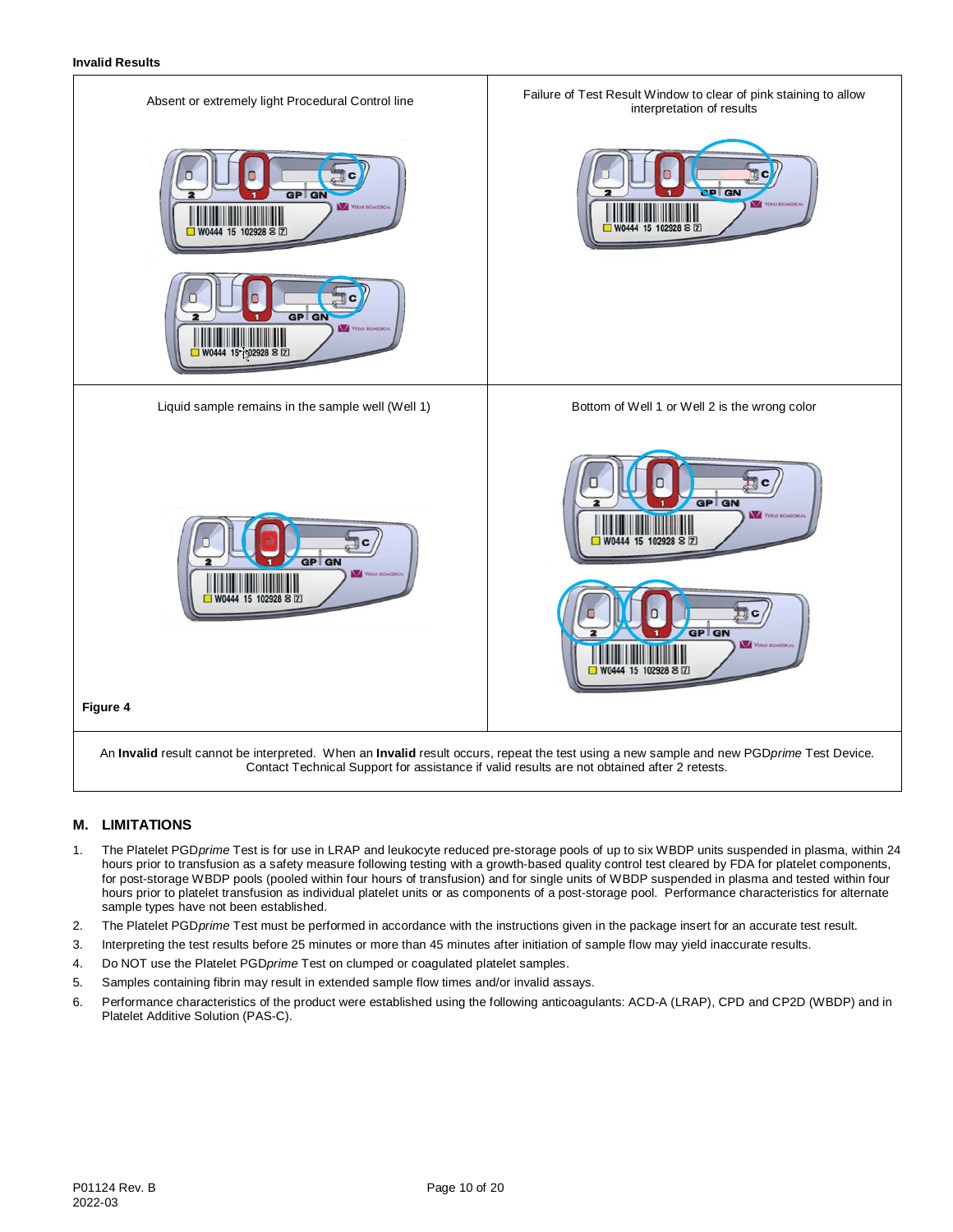**Invalid Results**

| Absent or extremely light Procedural Control line | Failure of Test Result Window to clear of pink staining to allow interpretation of results |
|---|---|
| Liquid sample remains in the sample well (Well 1) | Bottom of Well 1 or Well 2 is the wrong color |

**Figure 4**

An **Invalid** result cannot be interpreted. When an **Invalid** result occurs, repeat the test using a new sample and new PGD*prime* Test Device. Contact Technical Support for assistance if valid results are not obtained after 2 retests.

## M. LIMITATIONS

1. The Platelet PGD*prime* Test is for use in LRAP and leukocyte reduced pre-storage pools of up to six WBDP units suspended in plasma, within 24 hours prior to transfusion as a safety measure following testing with a growth-based quality control test cleared by FDA for platelet components, for post-storage WBDP pools (pooled within four hours of transfusion) and for single units of WBDP suspended in plasma and tested within four hours prior to platelet transfusion as individual platelet units or as components of a post-storage pool. Performance characteristics for alternate sample types have not been established.
2. The Platelet PGD*prime* Test must be performed in accordance with the instructions given in the package insert for an accurate test result.
3. Interpreting the test results before 25 minutes or more than 45 minutes after initiation of sample flow may yield inaccurate results.
4. Do NOT use the Platelet PGD*prime* Test on clumped or coagulated platelet samples.
5. Samples containing fibrin may result in extended sample flow times and/or invalid assays.
6. Performance characteristics of the product were established using the following anticoagulants: ACD-A (LRAP), CPD and CP2D (WBDP) and in Platelet Additive Solution (PAS-C).

P01124 Rev. B
2022-03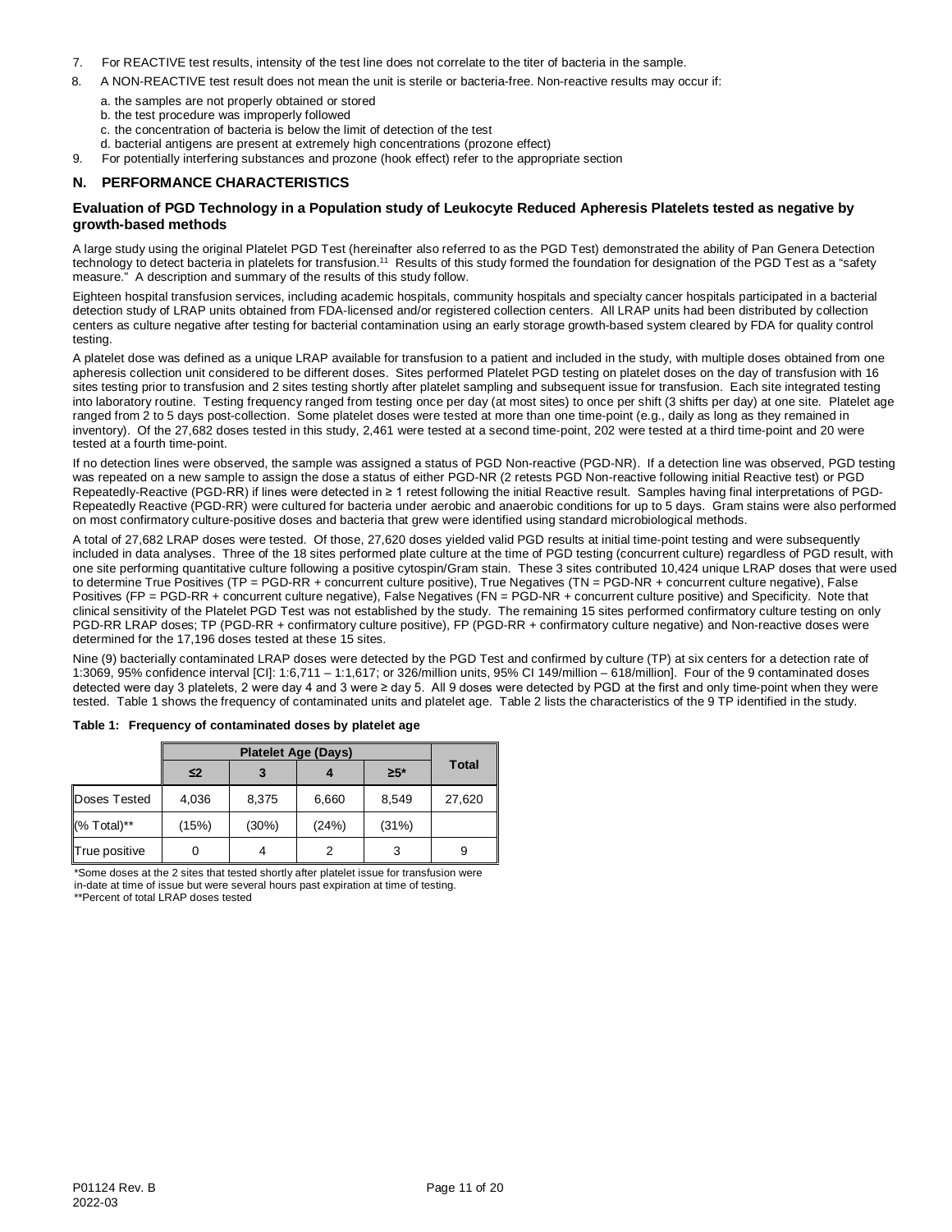7. For REACTIVE test results, intensity of the test line does not correlate to the titer of bacteria in the sample.
8. A NON-REACTIVE test result does not mean the unit is sterile or bacteria-free. Non-reactive results may occur if:
   a. the samples are not properly obtained or stored
   b. the test procedure was improperly followed
   c. the concentration of bacteria is below the limit of detection of the test
   d. bacterial antigens are present at extremely high concentrations (prozone effect)
9. For potentially interfering substances and prozone (hook effect) refer to the appropriate section

## N. PERFORMANCE CHARACTERISTICS

### Evaluation of PGD Technology in a Population study of Leukocyte Reduced Apheresis Platelets tested as negative by growth-based methods

A large study using the original Platelet PGD Test (hereinafter also referred to as the PGD Test) demonstrated the ability of Pan Genera Detection technology to detect bacteria in platelets for transfusion.[11] Results of this study formed the foundation for designation of the PGD Test as a "safety measure." A description and summary of the results of this study follow.

Eighteen hospital transfusion services, including academic hospitals, community hospitals and specialty cancer hospitals participated in a bacterial detection study of LRAP units obtained from FDA-licensed and/or registered collection centers. All LRAP units had been distributed by collection centers as culture negative after testing for bacterial contamination using an early storage growth-based system cleared by FDA for quality control testing.

A platelet dose was defined as a unique LRAP available for transfusion to a patient and included in the study, with multiple doses obtained from one apheresis collection unit considered to be different doses. Sites performed Platelet PGD testing on platelet doses on the day of transfusion with 16 sites testing prior to transfusion and 2 sites testing shortly after platelet sampling and subsequent issue for transfusion. Each site integrated testing into laboratory routine. Testing frequency ranged from testing once per day (at most sites) to once per shift (3 shifts per day) at one site. Platelet age ranged from 2 to 5 days post-collection. Some platelet doses were tested at more than one time-point (e.g., daily as long as they remained in inventory). Of the 27,682 doses tested in this study, 2,461 were tested at a second time-point, 202 were tested at a third time-point and 20 were tested at a fourth time-point.

If no detection lines were observed, the sample was assigned a status of PGD Non-reactive (PGD-NR). If a detection line was observed, PGD testing was repeated on a new sample to assign the dose a status of either PGD-NR (2 retests PGD Non-reactive following initial Reactive test) or PGD Repeatedly-Reactive (PGD-RR) if lines were detected in ≥ 1 retest following the initial Reactive result. Samples having final interpretations of PGD-Repeatedly Reactive (PGD-RR) were cultured for bacteria under aerobic and anaerobic conditions for up to 5 days. Gram stains were also performed on most confirmatory culture-positive doses and bacteria that grew were identified using standard microbiological methods.

A total of 27,682 LRAP doses were tested. Of those, 27,620 doses yielded valid PGD results at initial time-point testing and were subsequently included in data analyses. Three of the 18 sites performed plate culture at the time of PGD testing (concurrent culture) regardless of PGD result, with one site performing quantitative culture following a positive cytospin/Gram stain. These 3 sites contributed 10,424 unique LRAP doses that were used to determine True Positives (TP = PGD-RR + concurrent culture positive), True Negatives (TN = PGD-NR + concurrent culture negative), False Positives (FP = PGD-RR + concurrent culture negative), False Negatives (FN = PGD-NR + concurrent culture positive) and Specificity. Note that clinical sensitivity of the Platelet PGD Test was not established by the study. The remaining 15 sites performed confirmatory culture testing on only PGD-RR LRAP doses; TP (PGD-RR + confirmatory culture positive), FP (PGD-RR + confirmatory culture negative) and Non-reactive doses were determined for the 17,196 doses tested at these 15 sites.

Nine (9) bacterially contaminated LRAP doses were detected by the PGD Test and confirmed by culture (TP) at six centers for a detection rate of 1:3069, 95% confidence interval [CI]: 1:6,711 – 1:1,617; or 326/million units, 95% CI 149/million – 618/million]. Four of the 9 contaminated doses detected were day 3 platelets, 2 were day 4 and 3 were ≥ day 5. All 9 doses were detected by PGD at the first and only time-point when they were tested. Table 1 shows the frequency of contaminated units and platelet age. Table 2 lists the characteristics of the 9 TP identified in the study.

**Table 1: Frequency of contaminated doses by platelet age**

| | Platelet Age (Days) | | | | Total |
|---|---|---|---|---|---|
| | ≤2 | 3 | 4 | ≥5* | |
| Doses Tested | 4,036 | 8,375 | 6,660 | 8,549 | 27,620 |
| (% Total)** | (15%) | (30%) | (24%) | (31%) | |
| True positive | 0 | 4 | 2 | 3 | 9 |

*Some doses at the 2 sites that tested shortly after platelet issue for transfusion were in-date at time of issue but were several hours past expiration at time of testing.
**Percent of total LRAP doses tested

P01124 Rev. B
2022-03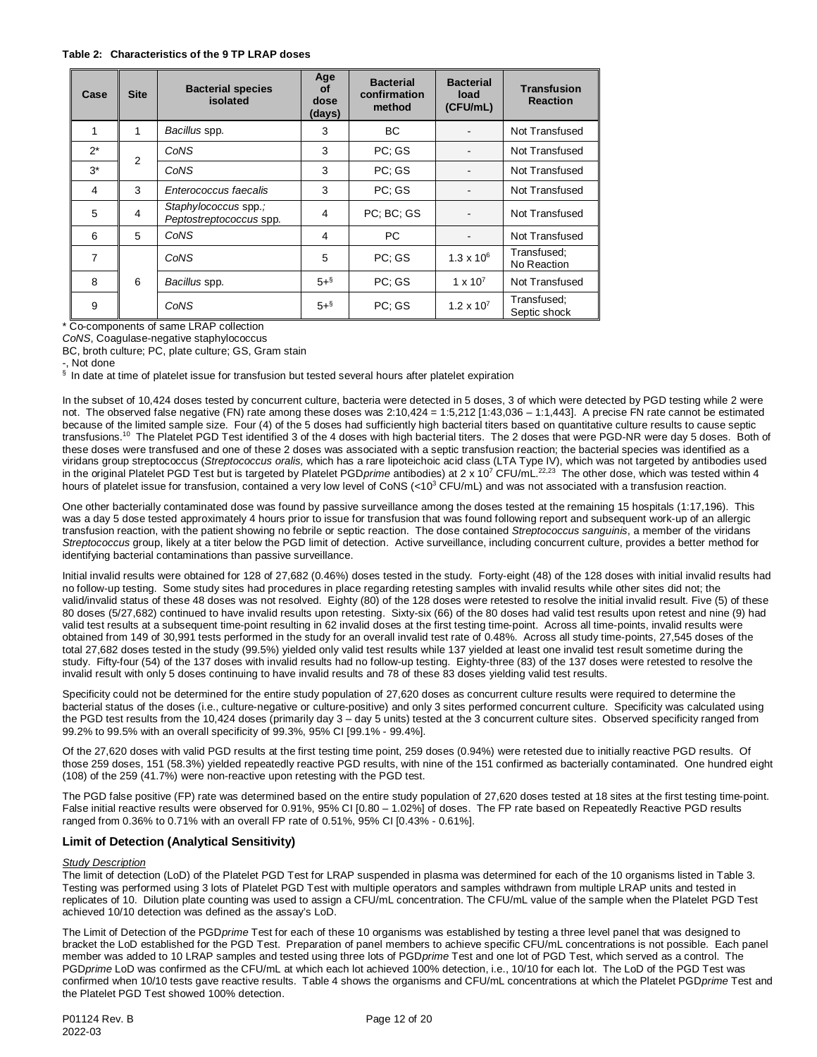**Table 2: Characteristics of the 9 TP LRAP doses**

| Case | Site | Bacterial species isolated | Age of dose (days) | Bacterial confirmation method | Bacterial load (CFU/mL) | Transfusion Reaction |
|---|---|---|---|---|---|---|
| 1 | 1 | *Bacillus* spp. | 3 | BC | - | Not Transfused |
| 2* | 2 | *CoNS* | 3 | PC; GS | - | Not Transfused |
| 3* | | *CoNS* | 3 | PC; GS | - | Not Transfused |
| 4 | 3 | *Enterococcus faecalis* | 3 | PC; GS | - | Not Transfused |
| 5 | 4 | *Staphylococcus* spp.; *Peptostreptococcus* spp. | 4 | PC; BC; GS | - | Not Transfused |
| 6 | 5 | *CoNS* | 4 | PC | - | Not Transfused |
| 7 | 6 | *CoNS* | 5 | PC; GS | $1.3 \times 10^6$ | Transfused; No Reaction |
| 8 | | *Bacillus* spp. | 5+§ | PC; GS | $1 \times 10^7$ | Not Transfused |
| 9 | | *CoNS* | 5+§ | PC; GS | $1.2 \times 10^7$ | Transfused; Septic shock |

\* Co-components of same LRAP collection
*CoNS*, Coagulase-negative staphylococcus
BC, broth culture; PC, plate culture; GS, Gram stain
-, Not done
§ In date at time of platelet issue for transfusion but tested several hours after platelet expiration

In the subset of 10,424 doses tested by concurrent culture, bacteria were detected in 5 doses, 3 of which were detected by PGD testing while 2 were not. The observed false negative (FN) rate among these doses was 2:10,424 = 1:5,212 [1:43,036 – 1:1,443]. A precise FN rate cannot be estimated because of the limited sample size. Four (4) of the 5 doses had sufficiently high bacterial titers based on quantitative culture results to cause septic transfusions.[10] The Platelet PGD Test identified 3 of the 4 doses with high bacterial titers. The 2 doses that were PGD-NR were day 5 doses. Both of these doses were transfused and one of these 2 doses was associated with a septic transfusion reaction; the bacterial species was identified as a viridans group streptococcus (*Streptococcus oralis,* which has a rare lipoteichoic acid class (LTA Type IV), which was not targeted by antibodies used in the original Platelet PGD Test but is targeted by Platelet PGD*prime* antibodies) at $2 \times 10^7$ CFU/mL.[22,23] The other dose, which was tested within 4 hours of platelet issue for transfusion, contained a very low level of CoNS ($<10^3$ CFU/mL) and was not associated with a transfusion reaction.

One other bacterially contaminated dose was found by passive surveillance among the doses tested at the remaining 15 hospitals (1:17,196). This was a day 5 dose tested approximately 4 hours prior to issue for transfusion that was found following report and subsequent work-up of an allergic transfusion reaction, with the patient showing no febrile or septic reaction. The dose contained *Streptococcus sanguinis*, a member of the viridans *Streptococcus* group, likely at a titer below the PGD limit of detection. Active surveillance, including concurrent culture, provides a better method for identifying bacterial contaminations than passive surveillance.

Initial invalid results were obtained for 128 of 27,682 (0.46%) doses tested in the study. Forty-eight (48) of the 128 doses with initial invalid results had no follow-up testing. Some study sites had procedures in place regarding retesting samples with invalid results while other sites did not; the valid/invalid status of these 48 doses was not resolved. Eighty (80) of the 128 doses were retested to resolve the initial invalid result. Five (5) of these 80 doses (5/27,682) continued to have invalid results upon retesting. Sixty-six (66) of the 80 doses had valid test results upon retest and nine (9) had valid test results at a subsequent time-point resulting in 62 invalid doses at the first testing time-point. Across all time-points, invalid results were obtained from 149 of 30,991 tests performed in the study for an overall invalid test rate of 0.48%. Across all study time-points, 27,545 doses of the total 27,682 doses tested in the study (99.5%) yielded only valid test results while 137 yielded at least one invalid test result sometime during the study. Fifty-four (54) of the 137 doses with invalid results had no follow-up testing. Eighty-three (83) of the 137 doses were retested to resolve the invalid result with only 5 doses continuing to have invalid results and 78 of these 83 doses yielding valid test results.

Specificity could not be determined for the entire study population of 27,620 doses as concurrent culture results were required to determine the bacterial status of the doses (i.e., culture-negative or culture-positive) and only 3 sites performed concurrent culture. Specificity was calculated using the PGD test results from the 10,424 doses (primarily day 3 – day 5 units) tested at the 3 concurrent culture sites. Observed specificity ranged from 99.2% to 99.5% with an overall specificity of 99.3%, 95% CI [99.1% - 99.4%].

Of the 27,620 doses with valid PGD results at the first testing time point, 259 doses (0.94%) were retested due to initially reactive PGD results. Of those 259 doses, 151 (58.3%) yielded repeatedly reactive PGD results, with nine of the 151 confirmed as bacterially contaminated. One hundred eight (108) of the 259 (41.7%) were non-reactive upon retesting with the PGD test.

The PGD false positive (FP) rate was determined based on the entire study population of 27,620 doses tested at 18 sites at the first testing time-point. False initial reactive results were observed for 0.91%, 95% CI [0.80 – 1.02%] of doses. The FP rate based on Repeatedly Reactive PGD results ranged from 0.36% to 0.71% with an overall FP rate of 0.51%, 95% CI [0.43% - 0.61%].

## Limit of Detection (Analytical Sensitivity)

*Study Description*

The limit of detection (LoD) of the Platelet PGD Test for LRAP suspended in plasma was determined for each of the 10 organisms listed in Table 3. Testing was performed using 3 lots of Platelet PGD Test with multiple operators and samples withdrawn from multiple LRAP units and tested in replicates of 10. Dilution plate counting was used to assign a CFU/mL concentration. The CFU/mL value of the sample when the Platelet PGD Test achieved 10/10 detection was defined as the assay's LoD.

The Limit of Detection of the PGD*prime* Test for each of these 10 organisms was established by testing a three level panel that was designed to bracket the LoD established for the PGD Test. Preparation of panel members to achieve specific CFU/mL concentrations is not possible. Each panel member was added to 10 LRAP samples and tested using three lots of PGD*prime* Test and one lot of PGD Test, which served as a control. The PGD*prime* LoD was confirmed as the CFU/mL at which each lot achieved 100% detection, i.e., 10/10 for each lot. The LoD of the PGD Test was confirmed when 10/10 tests gave reactive results. Table 4 shows the organisms and CFU/mL concentrations at which the Platelet PGD*prime* Test and the Platelet PGD Test showed 100% detection.

P01124 Rev. B
2022-03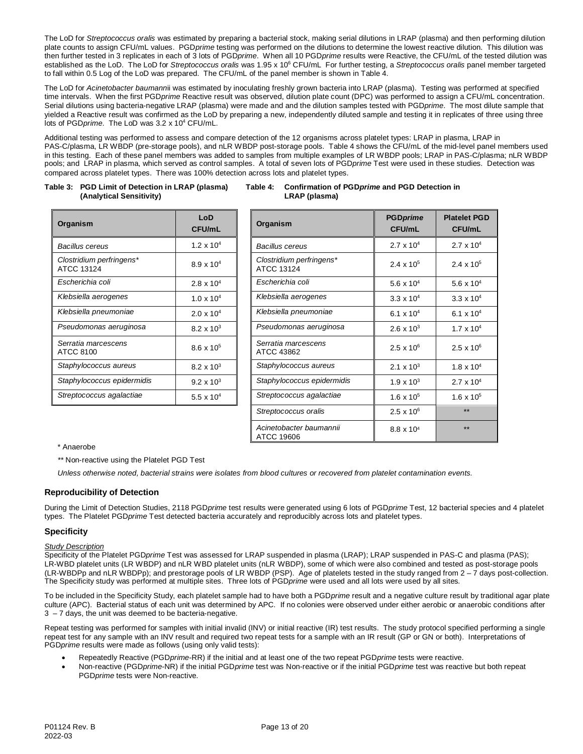The LoD for *Streptococcus oralis* was estimated by preparing a bacterial stock, making serial dilutions in LRAP (plasma) and then performing dilution plate counts to assign CFU/mL values. PGD*prime* testing was performed on the dilutions to determine the lowest reactive dilution. This dilution was then further tested in 3 replicates in each of 3 lots of PGD*prime*. When all 10 PGD*prime* results were Reactive, the CFU/mL of the tested dilution was established as the LoD. The LoD for *Streptococcus oralis* was $1.95 \times 10^6$ CFU/mL For further testing, a *Streptococcus oralis* panel member targeted to fall within 0.5 Log of the LoD was prepared. The CFU/mL of the panel member is shown in Table 4.

The LoD for *Acinetobacter baumann*ii was estimated by inoculating freshly grown bacteria into LRAP (plasma). Testing was performed at specified time intervals. When the first PGD*prime* Reactive result was observed, dilution plate count (DPC) was performed to assign a CFU/mL concentration. Serial dilutions using bacteria-negative LRAP (plasma) were made and and the dilution samples tested with PGD*prime*. The most dilute sample that yielded a Reactive result was confirmed as the LoD by preparing a new, independently diluted sample and testing it in replicates of three using three lots of PGD*prime*. The LoD was $3.2 \times 10^4$ CFU/mL.

Additional testing was performed to assess and compare detection of the 12 organisms across platelet types: LRAP in plasma, LRAP in PAS-C/plasma, LR WBDP (pre-storage pools), and nLR WBDP post-storage pools. Table 4 shows the CFU/mL of the mid-level panel members used in this testing. Each of these panel members was added to samples from multiple examples of LR WBDP pools; LRAP in PAS-C/plasma; nLR WBDP pools; and LRAP in plasma, which served as control samples. A total of seven lots of PGD*prime* Test were used in these studies. Detection was compared across platelet types. There was 100% detection across lots and platelet types.

**Table 3: PGD Limit of Detection in LRAP (plasma) (Analytical Sensitivity)**

| Organism | LoD CFU/mL |
|---|---|
| *Bacillus cereus* | $1.2 \times 10^4$ |
| *Clostridium perfringens** ATCC 13124 | $8.9 \times 10^4$ |
| *Escherichia coli* | $2.8 \times 10^4$ |
| *Klebsiella aerogenes* | $1.0 \times 10^4$ |
| *Klebsiella pneumoniae* | $2.0 \times 10^4$ |
| *Pseudomonas aeruginosa* | $8.2 \times 10^3$ |
| *Serratia marcescens* ATCC 8100 | $8.6 \times 10^5$ |
| *Staphylococcus aureus* | $8.2 \times 10^3$ |
| *Staphylococcus epidermidis* | $9.2 \times 10^3$ |
| *Streptococcus agalactiae* | $5.5 \times 10^4$ |

**Table 4: Confirmation of PGD*prime* and PGD Detection in LRAP (plasma)**

| Organism | PGD*prime* CFU/mL | Platelet PGD CFU/mL |
|---|---|---|
| *Bacillus cereus* | $2.7 \times 10^4$ | $2.7 \times 10^4$ |
| *Clostridium perfringens** ATCC 13124 | $2.4 \times 10^5$ | $2.4 \times 10^5$ |
| *Escherichia coli* | $5.6 \times 10^4$ | $5.6 \times 10^4$ |
| *Klebsiella aerogenes* | $3.3 \times 10^4$ | $3.3 \times 10^4$ |
| *Klebsiella pneumoniae* | $6.1 \times 10^4$ | $6.1 \times 10^4$ |
| *Pseudomonas aeruginosa* | $2.6 \times 10^3$ | $1.7 \times 10^4$ |
| *Serratia marcescens* ATCC 43862 | $2.5 \times 10^6$ | $2.5 \times 10^6$ |
| *Staphylococcus aureus* | $2.1 \times 10^3$ | $1.8 \times 10^4$ |
| *Staphylococcus epidermidis* | $1.9 \times 10^3$ | $2.7 \times 10^4$ |
| *Streptococcus agalactiae* | $1.6 \times 10^5$ | $1.6 \times 10^5$ |
| *Streptococcus oralis* | $2.5 \times 10^6$ | ** |
| *Acinetobacter baumannii* ATCC 19606 | $8.8 \times 10^4$ | ** |

\* Anaerobe

** Non-reactive using the Platelet PGD Test

*Unless otherwise noted, bacterial strains were isolates from blood cultures or recovered from platelet contamination events.*

### Reproducibility of Detection

During the Limit of Detection Studies, 2118 PGD*prime* test results were generated using 6 lots of PGD*prime* Test, 12 bacterial species and 4 platelet types. The Platelet PGD*prime* Test detected bacteria accurately and reproducibly across lots and platelet types.

### Specificity

*Study Description*

Specificity of the Platelet PGD*prime* Test was assessed for LRAP suspended in plasma (LRAP); LRAP suspended in PAS-C and plasma (PAS); LR-WBD platelet units (LR WBDP) and nLR WBD platelet units (nLR WBDP), some of which were also combined and tested as post-storage pools (LR-WBDPp and nLR WBDPp); and prestorage pools of LR WBDP (PSP). Age of platelets tested in the study ranged from 2 – 7 days post-collection. The Specificity study was performed at multiple sites. Three lots of PGD*prime* were used and all lots were used by all sites.

To be included in the Specificity Study, each platelet sample had to have both a PGD*prime* result and a negative culture result by traditional agar plate culture (APC). Bacterial status of each unit was determined by APC. If no colonies were observed under either aerobic or anaerobic conditions after 3 – 7 days, the unit was deemed to be bacteria-negative.

Repeat testing was performed for samples with initial invalid (INV) or initial reactive (IR) test results. The study protocol specified performing a single repeat test for any sample with an INV result and required two repeat tests for a sample with an IR result (GP or GN or both). Interpretations of PGD*prime* results were made as follows (using only valid tests):

- Repeatedly Reactive (PGD*prime*-RR) if the initial and at least one of the two repeat PGD*prime* tests were reactive.
- Non-reactive (PGD*prime*-NR) if the initial PGD*prime* test was Non-reactive or if the initial PGD*prime* test was reactive but both repeat PGD*prime* tests were Non-reactive.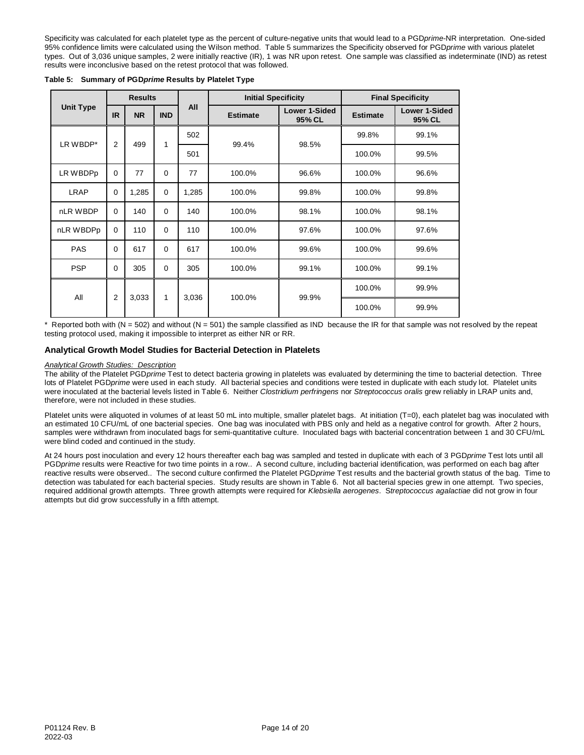Specificity was calculated for each platelet type as the percent of culture-negative units that would lead to a PGD*prime*-NR interpretation. One-sided 95% confidence limits were calculated using the Wilson method. Table 5 summarizes the Specificity observed for PGD*prime* with various platelet types. Out of 3,036 unique samples, 2 were initially reactive (IR), 1 was NR upon retest. One sample was classified as indeterminate (IND) as retest results were inconclusive based on the retest protocol that was followed.

**Table 5: Summary of PGD*prime* Results by Platelet Type**

| Unit Type | Results | | | All | Initial Specificity | | Final Specificity | |
|---|---|---|---|---|---|---|---|---|
| | IR | NR | IND | | Estimate | Lower 1-Sided 95% CL | Estimate | Lower 1-Sided 95% CL |
| LR WBDP* | 2 | 499 | 1 | 502 | 99.4% | 98.5% | 99.8% | 99.1% |
| | | | | 501 | | | 100.0% | 99.5% |
| LR WBDPp | 0 | 77 | 0 | 77 | 100.0% | 96.6% | 100.0% | 96.6% |
| LRAP | 0 | 1,285 | 0 | 1,285 | 100.0% | 99.8% | 100.0% | 99.8% |
| nLR WBDP | 0 | 140 | 0 | 140 | 100.0% | 98.1% | 100.0% | 98.1% |
| nLR WBDPp | 0 | 110 | 0 | 110 | 100.0% | 97.6% | 100.0% | 97.6% |
| PAS | 0 | 617 | 0 | 617 | 100.0% | 99.6% | 100.0% | 99.6% |
| PSP | 0 | 305 | 0 | 305 | 100.0% | 99.1% | 100.0% | 99.1% |
| All | 2 | 3,033 | 1 | 3,036 | 100.0% | 99.9% | 100.0% | 99.9% |
| | | | | | | | 100.0% | 99.9% |

\* Reported both with (N = 502) and without (N = 501) the sample classified as IND because the IR for that sample was not resolved by the repeat testing protocol used, making it impossible to interpret as either NR or RR.

## Analytical Growth Model Studies for Bacterial Detection in Platelets

*Analytical Growth Studies: Description*

The ability of the Platelet PGD*prime* Test to detect bacteria growing in platelets was evaluated by determining the time to bacterial detection. Three lots of Platelet PGD*prime* were used in each study. All bacterial species and conditions were tested in duplicate with each study lot. Platelet units were inoculated at the bacterial levels listed in Table 6. Neither *Clostridium perfringens* nor *Streptococcus oralis* grew reliably in LRAP units and, therefore, were not included in these studies.

Platelet units were aliquoted in volumes of at least 50 mL into multiple, smaller platelet bags. At initiation (T=0), each platelet bag was inoculated with an estimated 10 CFU/mL of one bacterial species. One bag was inoculated with PBS only and held as a negative control for growth. After 2 hours, samples were withdrawn from inoculated bags for semi-quantitative culture. Inoculated bags with bacterial concentration between 1 and 30 CFU/mL were blind coded and continued in the study.

At 24 hours post inoculation and every 12 hours thereafter each bag was sampled and tested in duplicate with each of 3 PGD*prime* Test lots until all PGD*prime* results were Reactive for two time points in a row.. A second culture, including bacterial identification, was performed on each bag after reactive results were observed.. The second culture confirmed the Platelet PGD*prime* Test results and the bacterial growth status of the bag. Time to detection was tabulated for each bacterial species. Study results are shown in Table 6. Not all bacterial species grew in one attempt. Two species, required additional growth attempts. Three growth attempts were required for *Klebsiella aerogenes*. *Streptococcus agalactiae* did not grow in four attempts but did grow successfully in a fifth attempt.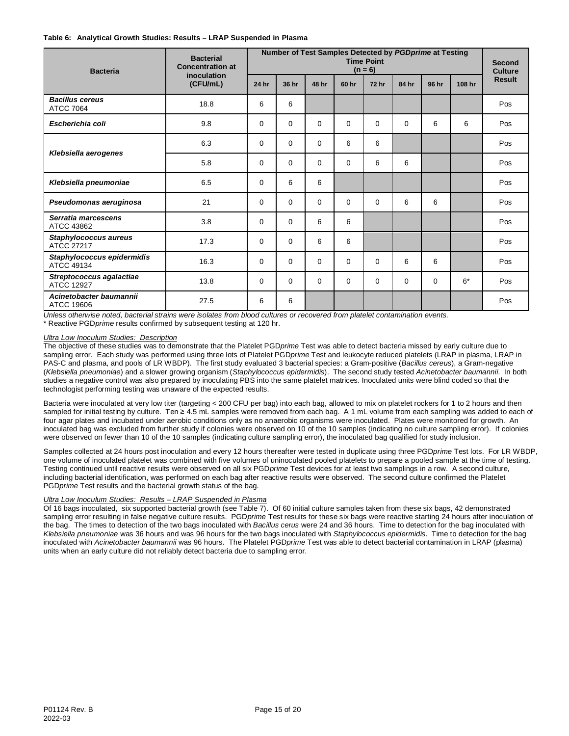**Table 6: Analytical Growth Studies: Results – LRAP Suspended in Plasma**

| Bacteria | Bacterial Concentration at inoculation (CFU/mL) | Number of Test Samples Detected by *PGDprime* at Testing Time Point (n = 6) | | | | | | | | Second Culture Result |
|---|---|---|---|---|---|---|---|---|---|---|
| | | 24 hr | 36 hr | 48 hr | 60 hr | 72 hr | 84 hr | 96 hr | 108 hr | |
| ***Bacillus cereus*** ATCC 7064 | 18.8 | 6 | 6 | | | | | | | Pos |
| ***Escherichia coli*** | 9.8 | 0 | 0 | 0 | 0 | 0 | 0 | 6 | 6 | Pos |
| ***Klebsiella aerogenes*** | 6.3 | 0 | 0 | 0 | 6 | 6 | | | | Pos |
| | 5.8 | 0 | 0 | 0 | 0 | 6 | 6 | | | Pos |
| ***Klebsiella pneumoniae*** | 6.5 | 0 | 6 | 6 | | | | | | Pos |
| ***Pseudomonas aeruginosa*** | 21 | 0 | 0 | 0 | 0 | 0 | 6 | 6 | | Pos |
| ***Serratia marcescens*** ATCC 43862 | 3.8 | 0 | 0 | 6 | 6 | | | | | Pos |
| ***Staphylococcus aureus*** ATCC 27217 | 17.3 | 0 | 0 | 6 | 6 | | | | | Pos |
| ***Staphylococcus epidermidis*** ATCC 49134 | 16.3 | 0 | 0 | 0 | 0 | 0 | 6 | 6 | | Pos |
| ***Streptococcus agalactiae*** ATCC 12927 | 13.8 | 0 | 0 | 0 | 0 | 0 | 0 | 0 | 6* | Pos |
| ***Acinetobacter baumannii*** ATCC 19606 | 27.5 | 6 | 6 | | | | | | | Pos |

*Unless otherwise noted, bacterial strains were isolates from blood cultures or recovered from platelet contamination events.*

\* Reactive PGD*prime* results confirmed by subsequent testing at 120 hr.

*Ultra Low Inoculum Studies: Description*

The objective of these studies was to demonstrate that the Platelet PGD*prime* Test was able to detect bacteria missed by early culture due to sampling error. Each study was performed using three lots of Platelet PGD*prime* Test and leukocyte reduced platelets (LRAP in plasma, LRAP in PAS-C and plasma, and pools of LR WBDP). The first study evaluated 3 bacterial species: a Gram-positive (*Bacillus cereus*), a Gram-negative (*Klebsiella pneumoniae*) and a slower growing organism (*Staphylococcus epidermidis*). The second study tested *Acinetobacter baumannii*. In both studies a negative control was also prepared by inoculating PBS into the same platelet matrices. Inoculated units were blind coded so that the technologist performing testing was unaware of the expected results.

Bacteria were inoculated at very low titer (targeting < 200 CFU per bag) into each bag, allowed to mix on platelet rockers for 1 to 2 hours and then sampled for initial testing by culture. Ten ≥ 4.5 mL samples were removed from each bag. A 1 mL volume from each sampling was added to each of four agar plates and incubated under aerobic conditions only as no anaerobic organisms were inoculated. Plates were monitored for growth. An inoculated bag was excluded from further study if colonies were observed on 10 of the 10 samples (indicating no culture sampling error). If colonies were observed on fewer than 10 of the 10 samples (indicating culture sampling error), the inoculated bag qualified for study inclusion.

Samples collected at 24 hours post inoculation and every 12 hours thereafter were tested in duplicate using three PGD*prime* Test lots. For LR WBDP, one volume of inoculated platelet was combined with five volumes of uninoculated pooled platelets to prepare a pooled sample at the time of testing. Testing continued until reactive results were observed on all six PGD*prime* Test devices for at least two samplings in a row. A second culture, including bacterial identification, was performed on each bag after reactive results were observed. The second culture confirmed the Platelet PGD*prime* Test results and the bacterial growth status of the bag.

*Ultra Low Inoculum Studies: Results – LRAP Suspended in Plasma*

Of 16 bags inoculated, six supported bacterial growth (see Table 7). Of 60 initial culture samples taken from these six bags, 42 demonstrated sampling error resulting in false negative culture results. PGD*prime* Test results for these six bags were reactive starting 24 hours after inoculation of the bag. The times to detection of the two bags inoculated with *Bacillus cerus* were 24 and 36 hours. Time to detection for the bag inoculated with *Klebsiella pneumoniae* was 36 hours and was 96 hours for the two bags inoculated with *Staphylococcus epidermidis*. Time to detection for the bag inoculated with *Acinetobacter baumannii* was 96 hours. The Platelet PGD*prime* Test was able to detect bacterial contamination in LRAP (plasma) units when an early culture did not reliably detect bacteria due to sampling error.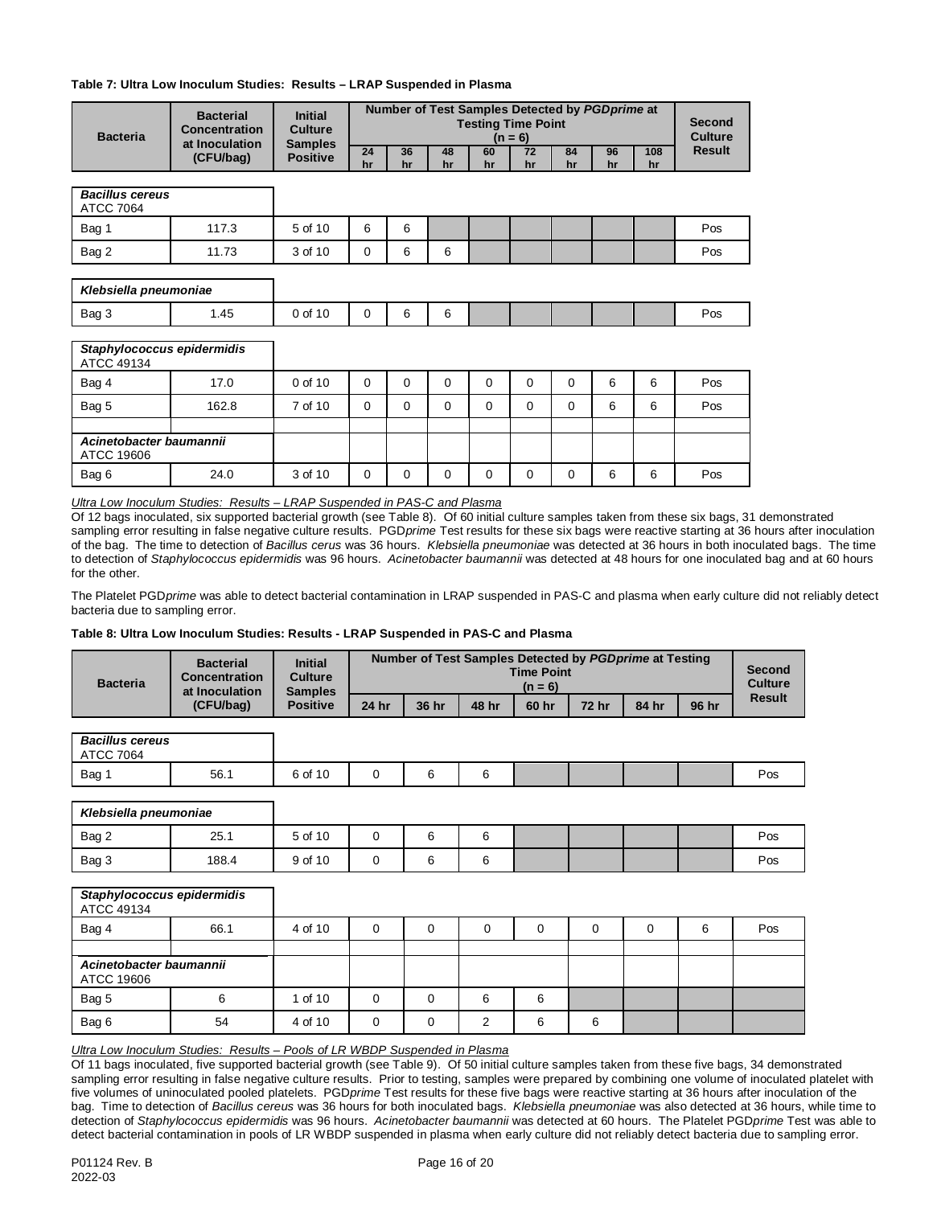**Table 7: Ultra Low Inoculum Studies: Results – LRAP Suspended in Plasma**

| Bacteria | Bacterial Concentration at Inoculation (CFU/bag) | Initial Culture Samples Positive | Number of Test Samples Detected by *PGDprime* at Testing Time Point (n = 6) | | | | | | | | Second Culture Result |
|---|---|---|---|---|---|---|---|---|---|---|---|
| | | | 24 hr | 36 hr | 48 hr | 60 hr | 72 hr | 84 hr | 96 hr | 108 hr | |
| ***Bacillus cereus*** ATCC 7064 | | | | | | | | | | | |
| Bag 1 | 117.3 | 5 of 10 | 6 | 6 | | | | | | | Pos |
| Bag 2 | 11.73 | 3 of 10 | 0 | 6 | 6 | | | | | | Pos |
| ***Klebsiella pneumoniae*** | | | | | | | | | | | |
| Bag 3 | 1.45 | 0 of 10 | 0 | 6 | 6 | | | | | | Pos |
| ***Staphylococcus epidermidis*** ATCC 49134 | | | | | | | | | | | |
| Bag 4 | 17.0 | 0 of 10 | 0 | 0 | 0 | 0 | 0 | 0 | 6 | 6 | Pos |
| Bag 5 | 162.8 | 7 of 10 | 0 | 0 | 0 | 0 | 0 | 0 | 6 | 6 | Pos |
| ***Acinetobacter baumannii*** ATCC 19606 | | | | | | | | | | | |
| Bag 6 | 24.0 | 3 of 10 | 0 | 0 | 0 | 0 | 0 | 0 | 6 | 6 | Pos |

*Ultra Low Inoculum Studies: Results – LRAP Suspended in PAS-C and Plasma*

Of 12 bags inoculated, six supported bacterial growth (see Table 8). Of 60 initial culture samples taken from these six bags, 31 demonstrated sampling error resulting in false negative culture results. PGD*prime* Test results for these six bags were reactive starting at 36 hours after inoculation of the bag. The time to detection of *Bacillus cerus* was 36 hours. *Klebsiella pneumoniae* was detected at 36 hours in both inoculated bags. The time to detection of *Staphylococcus epidermidis* was 96 hours. *Acinetobacter baumannii* was detected at 48 hours for one inoculated bag and at 60 hours for the other.

The Platelet PGD*prime* was able to detect bacterial contamination in LRAP suspended in PAS-C and plasma when early culture did not reliably detect bacteria due to sampling error.

**Table 8: Ultra Low Inoculum Studies: Results - LRAP Suspended in PAS-C and Plasma**

| Bacteria | Bacterial Concentration at Inoculation (CFU/bag) | Initial Culture Samples Positive | Number of Test Samples Detected by *PGDprime* at Testing Time Point (n = 6) | | | | | | | Second Culture Result |
|---|---|---|---|---|---|---|---|---|---|---|
| | | | 24 hr | 36 hr | 48 hr | 60 hr | 72 hr | 84 hr | 96 hr | |
| ***Bacillus cereus*** ATCC 7064 | | | | | | | | | | |
| Bag 1 | 56.1 | 6 of 10 | 0 | 6 | 6 | | | | | Pos |
| ***Klebsiella pneumoniae*** | | | | | | | | | | |
| Bag 2 | 25.1 | 5 of 10 | 0 | 6 | 6 | | | | | Pos |
| Bag 3 | 188.4 | 9 of 10 | 0 | 6 | 6 | | | | | Pos |
| ***Staphylococcus epidermidis*** ATCC 49134 | | | | | | | | | | |
| Bag 4 | 66.1 | 4 of 10 | 0 | 0 | 0 | 0 | 0 | 0 | 6 | Pos |
| ***Acinetobacter baumannii*** ATCC 19606 | | | | | | | | | | |
| Bag 5 | 6 | 1 of 10 | 0 | 0 | 6 | 6 | | | | |
| Bag 6 | 54 | 4 of 10 | 0 | 0 | 2 | 6 | 6 | | | |

*Ultra Low Inoculum Studies: Results – Pools of LR WBDP Suspended in Plasma*

Of 11 bags inoculated, five supported bacterial growth (see Table 9). Of 50 initial culture samples taken from these five bags, 34 demonstrated sampling error resulting in false negative culture results. Prior to testing, samples were prepared by combining one volume of inoculated platelet with five volumes of uninoculated pooled platelets. PGD*prime* Test results for these five bags were reactive starting at 36 hours after inoculation of the bag. Time to detection of *Bacillus cereus* was 36 hours for both inoculated bags. *Klebsiella pneumoniae* was also detected at 36 hours, while time to detection of *Staphylococcus epidermidis* was 96 hours. *Acinetobacter baumannii* was detected at 60 hours. The Platelet PGD*prime* Test was able to detect bacterial contamination in pools of LR WBDP suspended in plasma when early culture did not reliably detect bacteria due to sampling error.

P01124 Rev. B
2022-03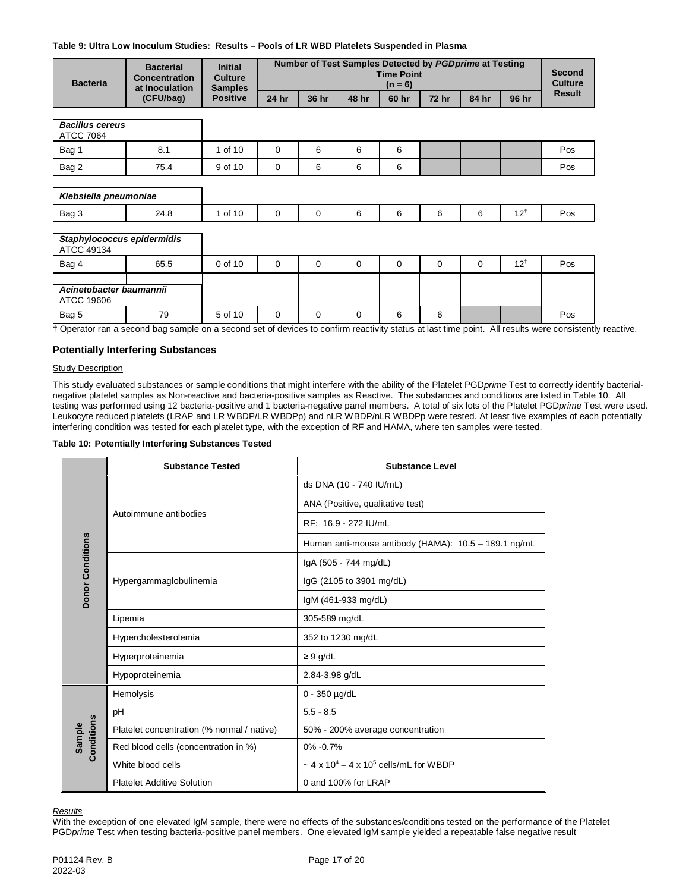**Table 9: Ultra Low Inoculum Studies: Results – Pools of LR WBD Platelets Suspended in Plasma**

| Bacteria | Bacterial Concentration at Inoculation (CFU/bag) | Initial Culture Samples Positive | Number of Test Samples Detected by *PGDprime* at Testing Time Point (n = 6) | | | | | | | Second Culture Result |
|---|---|---|---|---|---|---|---|---|---|---|
| | | | 24 hr | 36 hr | 48 hr | 60 hr | 72 hr | 84 hr | 96 hr | |
| ***Bacillus cereus*** ATCC 7064 | | | | | | | | | | |
| Bag 1 | 8.1 | 1 of 10 | 0 | 6 | 6 | 6 | | | | Pos |
| Bag 2 | 75.4 | 9 of 10 | 0 | 6 | 6 | 6 | | | | Pos |
| ***Klebsiella pneumoniae*** | | | | | | | | | | |
| Bag 3 | 24.8 | 1 of 10 | 0 | 0 | 6 | 6 | 6 | 6 | 12† | Pos |
| ***Staphylococcus epidermidis*** ATCC 49134 | | | | | | | | | | |
| Bag 4 | 65.5 | 0 of 10 | 0 | 0 | 0 | 0 | 0 | 0 | 12† | Pos |
| ***Acinetobacter baumannii*** ATCC 19606 | | | | | | | | | | |
| Bag 5 | 79 | 5 of 10 | 0 | 0 | 0 | 6 | 6 | | | Pos |

† Operator ran a second bag sample on a second set of devices to confirm reactivity status at last time point. All results were consistently reactive.

### Potentially Interfering Substances

Study Description

This study evaluated substances or sample conditions that might interfere with the ability of the Platelet PGD*prime* Test to correctly identify bacterial-negative platelet samples as Non-reactive and bacteria-positive samples as Reactive. The substances and conditions are listed in Table 10. All testing was performed using 12 bacteria-positive and 1 bacteria-negative panel members. A total of six lots of the Platelet PGD*prime* Test were used. Leukocyte reduced platelets (LRAP and LR WBDP/LR WBDPp) and nLR WBDP/nLR WBDPp were tested. At least five examples of each potentially interfering condition was tested for each platelet type, with the exception of RF and HAMA, where ten samples were tested.

**Table 10: Potentially Interfering Substances Tested**

| | Substance Tested | Substance Level |
|---|---|---|
| Donor Conditions | Autoimmune antibodies | ds DNA (10 - 740 IU/mL) |
| | | ANA (Positive, qualitative test) |
| | | RF: 16.9 - 272 IU/mL |
| | | Human anti-mouse antibody (HAMA): 10.5 – 189.1 ng/mL |
| | Hypergammaglobulinemia | IgA (505 - 744 mg/dL) |
| | | IgG (2105 to 3901 mg/dL) |
| | | IgM (461-933 mg/dL) |
| | Lipemia | 305-589 mg/dL |
| | Hypercholesterolemia | 352 to 1230 mg/dL |
| | Hyperproteinemia | ≥ 9 g/dL |
| | Hypoproteinemia | 2.84-3.98 g/dL |
| Sample Conditions | Hemolysis | 0 - 350 µg/dL |
| | pH | 5.5 - 8.5 |
| | Platelet concentration (% normal / native) | 50% - 200% average concentration |
| | Red blood cells (concentration in %) | 0% -0.7% |
| | White blood cells | ~ $4 \times 10^4$ – $4 \times 10^5$ cells/mL for WBDP |
| | Platelet Additive Solution | 0 and 100% for LRAP |

*Results*

With the exception of one elevated IgM sample, there were no effects of the substances/conditions tested on the performance of the Platelet PGD*prime* Test when testing bacteria-positive panel members. One elevated IgM sample yielded a repeatable false negative result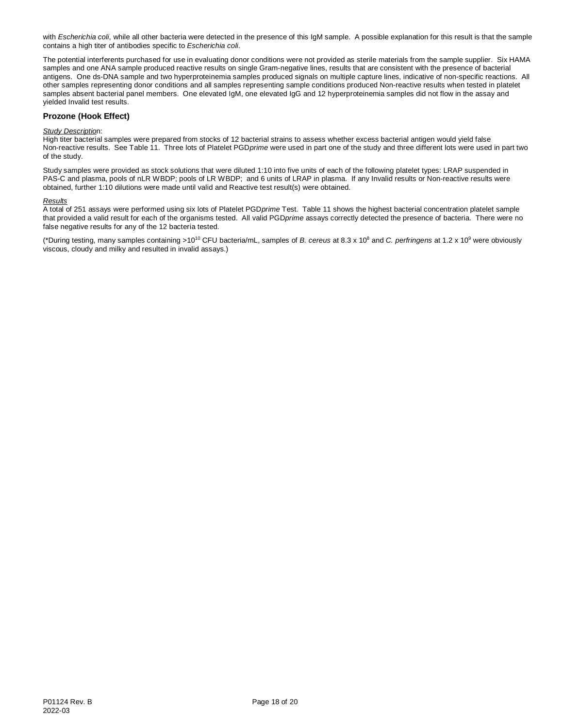with *Escherichia coli*, while all other bacteria were detected in the presence of this IgM sample. A possible explanation for this result is that the sample contains a high titer of antibodies specific to *Escherichia coli*.

The potential interferents purchased for use in evaluating donor conditions were not provided as sterile materials from the sample supplier. Six HAMA samples and one ANA sample produced reactive results on single Gram-negative lines, results that are consistent with the presence of bacterial antigens. One ds-DNA sample and two hyperproteinemia samples produced signals on multiple capture lines, indicative of non-specific reactions. All other samples representing donor conditions and all samples representing sample conditions produced Non-reactive results when tested in platelet samples absent bacterial panel members. One elevated IgM, one elevated IgG and 12 hyperproteinemia samples did not flow in the assay and yielded Invalid test results.

## Prozone (Hook Effect)

*Study Description*:

High titer bacterial samples were prepared from stocks of 12 bacterial strains to assess whether excess bacterial antigen would yield false Non-reactive results. See Table 11. Three lots of Platelet PGD*prime* were used in part one of the study and three different lots were used in part two of the study.

Study samples were provided as stock solutions that were diluted 1:10 into five units of each of the following platelet types: LRAP suspended in PAS-C and plasma, pools of nLR WBDP; pools of LR WBDP; and 6 units of LRAP in plasma. If any Invalid results or Non-reactive results were obtained, further 1:10 dilutions were made until valid and Reactive test result(s) were obtained.

*Results*

A total of 251 assays were performed using six lots of Platelet PGD*prime* Test. Table 11 shows the highest bacterial concentration platelet sample that provided a valid result for each of the organisms tested. All valid PGD*prime* assays correctly detected the presence of bacteria. There were no false negative results for any of the 12 bacteria tested.

(*During testing, many samples containing $>10^{10}$ CFU bacteria/mL, samples of *B. cereus* at $8.3 \times 10^{8}$ and *C. perfringens* at $1.2 \times 10^{9}$ were obviously viscous, cloudy and milky and resulted in invalid assays.)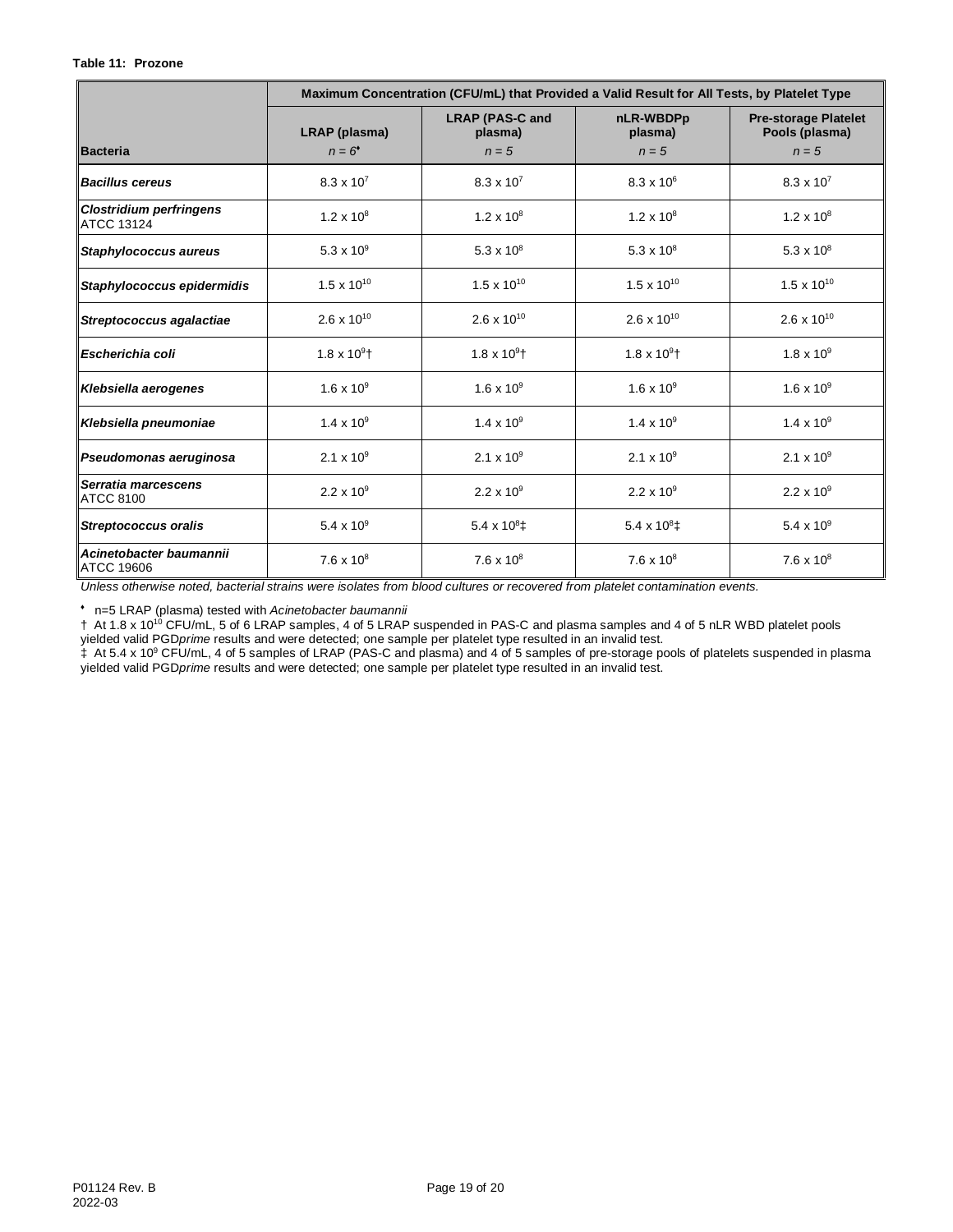**Table 11: Prozone**

| Bacteria | Maximum Concentration (CFU/mL) that Provided a Valid Result for All Tests, by Platelet Type | | | |
|---|---|---|---|---|
| | LRAP (plasma) *n = 6*♦ | LRAP (PAS-C and plasma) *n = 5* | nLR-WBDPp plasma) *n = 5* | Pre-storage Platelet Pools (plasma) *n = 5* |
| ***Bacillus cereus*** | $8.3 \times 10^7$ | $8.3 \times 10^7$ | $8.3 \times 10^6$ | $8.3 \times 10^7$ |
| ***Clostridium perfringens*** ATCC 13124 | $1.2 \times 10^8$ | $1.2 \times 10^8$ | $1.2 \times 10^8$ | $1.2 \times 10^8$ |
| ***Staphylococcus aureus*** | $5.3 \times 10^9$ | $5.3 \times 10^8$ | $5.3 \times 10^8$ | $5.3 \times 10^8$ |
| ***Staphylococcus epidermidis*** | $1.5 \times 10^{10}$ | $1.5 \times 10^{10}$ | $1.5 \times 10^{10}$ | $1.5 \times 10^{10}$ |
| ***Streptococcus agalactiae*** | $2.6 \times 10^{10}$ | $2.6 \times 10^{10}$ | $2.6 \times 10^{10}$ | $2.6 \times 10^{10}$ |
| ***Escherichia coli*** | $1.8 \times 10^9$† | $1.8 \times 10^9$† | $1.8 \times 10^9$† | $1.8 \times 10^9$ |
| ***Klebsiella aerogenes*** | $1.6 \times 10^9$ | $1.6 \times 10^9$ | $1.6 \times 10^9$ | $1.6 \times 10^9$ |
| ***Klebsiella pneumoniae*** | $1.4 \times 10^9$ | $1.4 \times 10^9$ | $1.4 \times 10^9$ | $1.4 \times 10^9$ |
| ***Pseudomonas aeruginosa*** | $2.1 \times 10^9$ | $2.1 \times 10^9$ | $2.1 \times 10^9$ | $2.1 \times 10^9$ |
| ***Serratia marcescens*** ATCC 8100 | $2.2 \times 10^9$ | $2.2 \times 10^9$ | $2.2 \times 10^9$ | $2.2 \times 10^9$ |
| ***Streptococcus oralis*** | $5.4 \times 10^9$ | $5.4 \times 10^8$‡ | $5.4 \times 10^8$‡ | $5.4 \times 10^9$ |
| ***Acinetobacter baumannii*** ATCC 19606 | $7.6 \times 10^8$ | $7.6 \times 10^8$ | $7.6 \times 10^8$ | $7.6 \times 10^8$ |

*Unless otherwise noted, bacterial strains were isolates from blood cultures or recovered from platelet contamination events.*

♦ n=5 LRAP (plasma) tested with *Acinetobacter baumannii*

† At $1.8 \times 10^{10}$ CFU/mL, 5 of 6 LRAP samples, 4 of 5 LRAP suspended in PAS-C and plasma samples and 4 of 5 nLR WBD platelet pools yielded valid PGD*prime* results and were detected; one sample per platelet type resulted in an invalid test.

‡ At $5.4 \times 10^9$ CFU/mL, 4 of 5 samples of LRAP (PAS-C and plasma) and 4 of 5 samples of pre-storage pools of platelets suspended in plasma yielded valid PGD*prime* results and were detected; one sample per platelet type resulted in an invalid test.

P01124 Rev. B
2022-03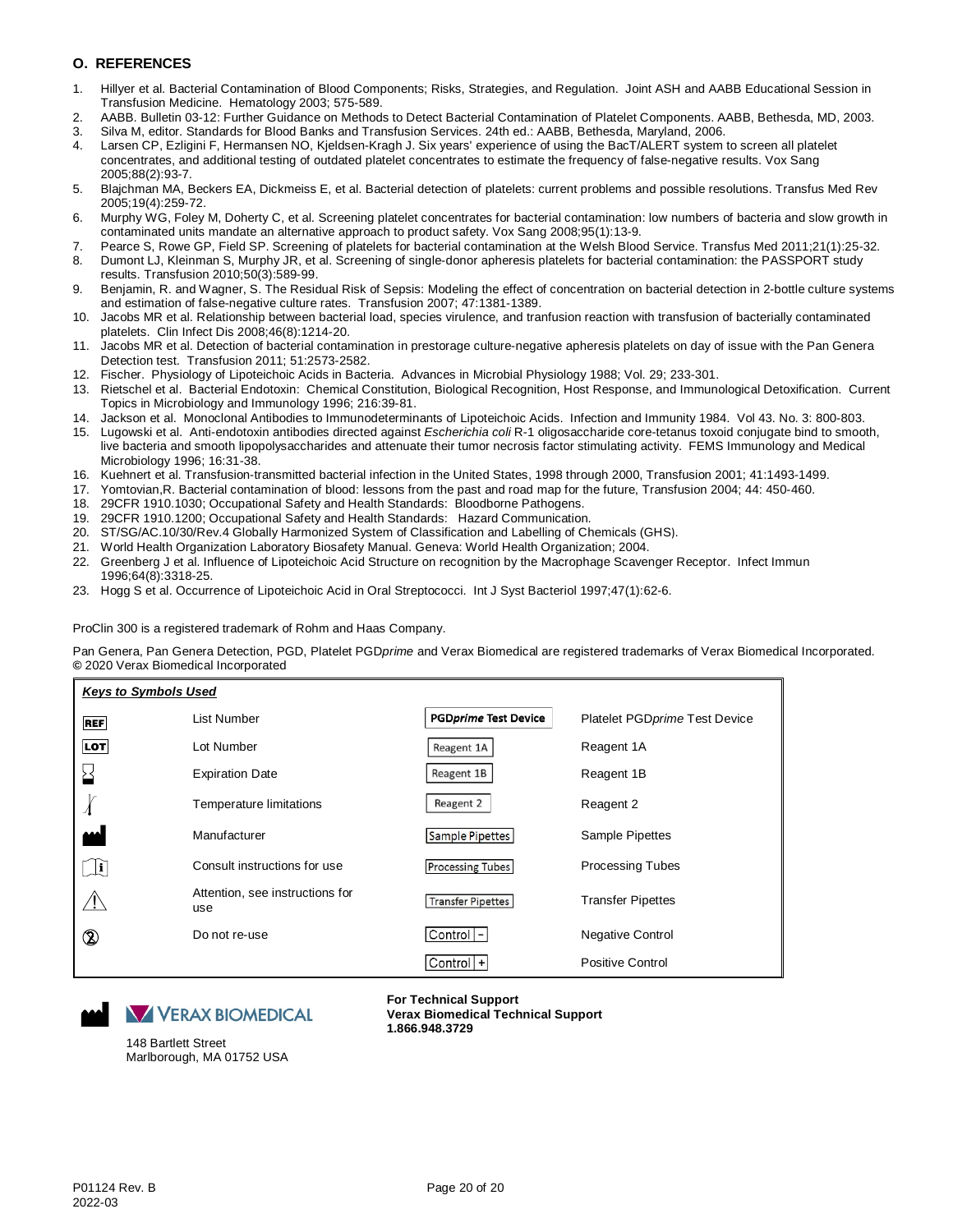## O. REFERENCES

1. Hillyer et al. Bacterial Contamination of Blood Components; Risks, Strategies, and Regulation. Joint ASH and AABB Educational Session in Transfusion Medicine. Hematology 2003; 575-589.
2. AABB. Bulletin 03-12: Further Guidance on Methods to Detect Bacterial Contamination of Platelet Components. AABB, Bethesda, MD, 2003.
3. Silva M, editor. Standards for Blood Banks and Transfusion Services. 24th ed.: AABB, Bethesda, Maryland, 2006.
4. Larsen CP, Ezligini F, Hermansen NO, Kjeldsen-Kragh J. Six years' experience of using the BacT/ALERT system to screen all platelet concentrates, and additional testing of outdated platelet concentrates to estimate the frequency of false-negative results. Vox Sang 2005;88(2):93-7.
5. Blajchman MA, Beckers EA, Dickmeiss E, et al. Bacterial detection of platelets: current problems and possible resolutions. Transfus Med Rev 2005;19(4):259-72.
6. Murphy WG, Foley M, Doherty C, et al. Screening platelet concentrates for bacterial contamination: low numbers of bacteria and slow growth in contaminated units mandate an alternative approach to product safety. Vox Sang 2008;95(1):13-9.
7. Pearce S, Rowe GP, Field SP. Screening of platelets for bacterial contamination at the Welsh Blood Service. Transfus Med 2011;21(1):25-32.
8. Dumont LJ, Kleinman S, Murphy JR, et al. Screening of single-donor apheresis platelets for bacterial contamination: the PASSPORT study results. Transfusion 2010;50(3):589-99.
9. Benjamin, R. and Wagner, S. The Residual Risk of Sepsis: Modeling the effect of concentration on bacterial detection in 2-bottle culture systems and estimation of false-negative culture rates. Transfusion 2007; 47:1381-1389.
10. Jacobs MR et al. Relationship between bacterial load, species virulence, and tranfusion reaction with transfusion of bacterially contaminated platelets. Clin Infect Dis 2008;46(8):1214-20.
11. Jacobs MR et al. Detection of bacterial contamination in prestorage culture-negative apheresis platelets on day of issue with the Pan Genera Detection test. Transfusion 2011; 51:2573-2582.
12. Fischer. Physiology of Lipoteichoic Acids in Bacteria. Advances in Microbial Physiology 1988; Vol. 29; 233-301.
13. Rietschel et al. Bacterial Endotoxin: Chemical Constitution, Biological Recognition, Host Response, and Immunological Detoxification. Current Topics in Microbiology and Immunology 1996; 216:39-81.
14. Jackson et al. Monoclonal Antibodies to Immunodeterminants of Lipoteichoic Acids. Infection and Immunity 1984. Vol 43. No. 3: 800-803.
15. Lugowski et al. Anti-endotoxin antibodies directed against *Escherichia coli* R-1 oligosaccharide core-tetanus toxoid conjugate bind to smooth, live bacteria and smooth lipopolysaccharides and attenuate their tumor necrosis factor stimulating activity. FEMS Immunology and Medical Microbiology 1996; 16:31-38.
16. Kuehnert et al. Transfusion-transmitted bacterial infection in the United States, 1998 through 2000, Transfusion 2001; 41:1493-1499.
17. Yomtovian,R. Bacterial contamination of blood: lessons from the past and road map for the future, Transfusion 2004; 44: 450-460.
18. 29CFR 1910.1030; Occupational Safety and Health Standards: Bloodborne Pathogens.
19. 29CFR 1910.1200; Occupational Safety and Health Standards: Hazard Communication.
20. ST/SG/AC.10/30/Rev.4 Globally Harmonized System of Classification and Labelling of Chemicals (GHS).
21. World Health Organization Laboratory Biosafety Manual. Geneva: World Health Organization; 2004.
22. Greenberg J et al. Influence of Lipoteichoic Acid Structure on recognition by the Macrophage Scavenger Receptor. Infect Immun 1996;64(8):3318-25.
23. Hogg S et al. Occurrence of Lipoteichoic Acid in Oral Streptococci. Int J Syst Bacteriol 1997;47(1):62-6.

ProClin 300 is a registered trademark of Rohm and Haas Company.

Pan Genera, Pan Genera Detection, PGD, Platelet PGD*prime* and Verax Biomedical are registered trademarks of Verax Biomedical Incorporated.
© 2020 Verax Biomedical Incorporated

***Keys to Symbols Used***

| | | | |
|---|---|---|---|
| REF | List Number | **PGD*prime* Test Device** | Platelet PGD*prime* Test Device |
| LOT | Lot Number | Reagent 1A | Reagent 1A |
| ⌛ | Expiration Date | Reagent 1B | Reagent 1B |
| 🌡 | Temperature limitations | Reagent 2 | Reagent 2 |
| 🏭 | Manufacturer | Sample Pipettes | Sample Pipettes |
| ℹ | Consult instructions for use | Processing Tubes | Processing Tubes |
| ⚠ | Attention, see instructions for use | Transfer Pipettes | Transfer Pipettes |
| ② | Do not re-use | Control - | Negative Control |
| | | Control + | Positive Control |

VERAX BIOMEDICAL
148 Bartlett Street
Marlborough, MA 01752 USA

**For Technical Support**
**Verax Biomedical Technical Support**
**1.866.948.3729**

P01124 Rev. B
2022-03